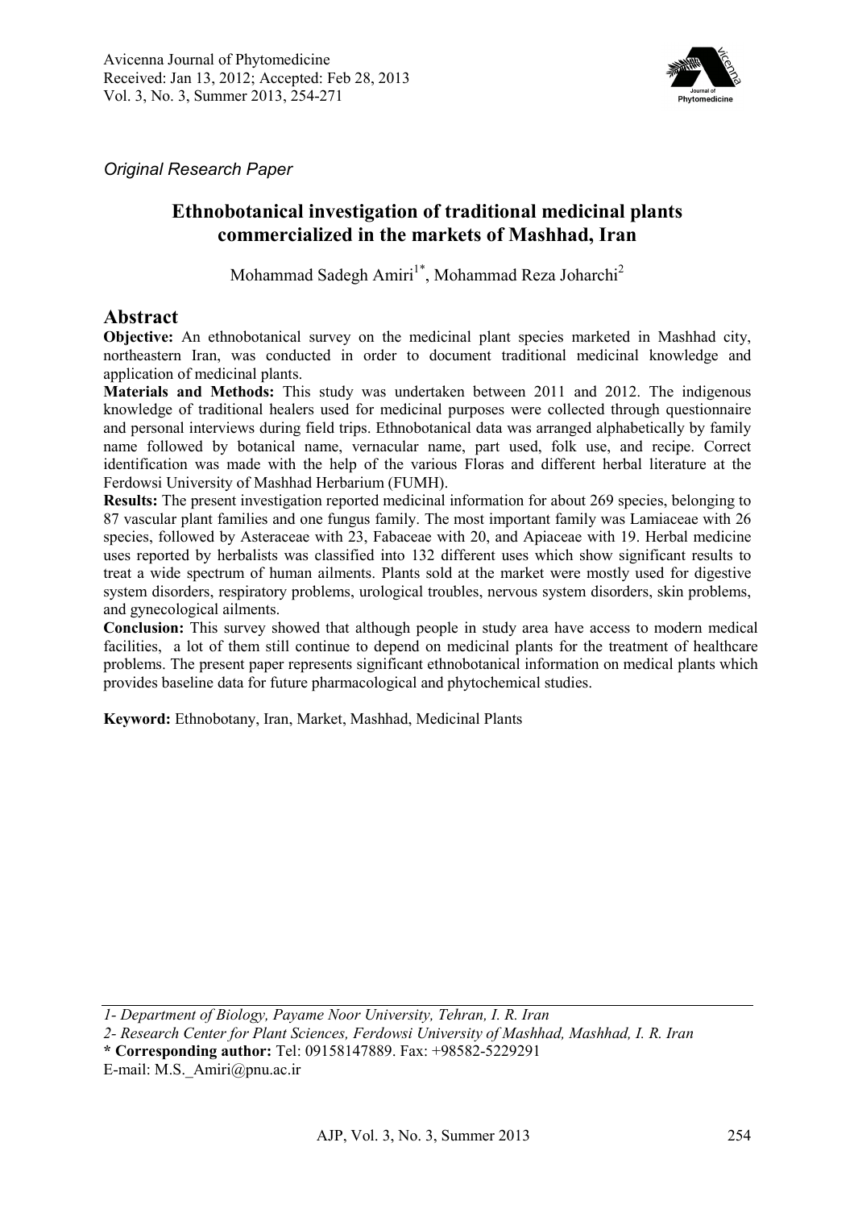Avicenna Journal of Phytomedicine
Received: Jan 13, 2012; Accepted: Feb 28, 2013
Vol. 3, No. 3, Summer 2013, 254-271

*Original Research Paper*

# Ethnobotanical investigation of traditional medicinal plants commercialized in the markets of Mashhad, Iran

Mohammad Sadegh Amiri[1*], Mohammad Reza Joharchi[2]

## Abstract

**Objective:** An ethnobotanical survey on the medicinal plant species marketed in Mashhad city, northeastern Iran, was conducted in order to document traditional medicinal knowledge and application of medicinal plants.

**Materials and Methods:** This study was undertaken between 2011 and 2012. The indigenous knowledge of traditional healers used for medicinal purposes were collected through questionnaire and personal interviews during field trips. Ethnobotanical data was arranged alphabetically by family name followed by botanical name, vernacular name, part used, folk use, and recipe. Correct identification was made with the help of the various Floras and different herbal literature at the Ferdowsi University of Mashhad Herbarium (FUMH).

**Results:** The present investigation reported medicinal information for about 269 species, belonging to 87 vascular plant families and one fungus family. The most important family was Lamiaceae with 26 species, followed by Asteraceae with 23, Fabaceae with 20, and Apiaceae with 19. Herbal medicine uses reported by herbalists was classified into 132 different uses which show significant results to treat a wide spectrum of human ailments. Plants sold at the market were mostly used for digestive system disorders, respiratory problems, urological troubles, nervous system disorders, skin problems, and gynecological ailments.

**Conclusion:** This survey showed that although people in study area have access to modern medical facilities, a lot of them still continue to depend on medicinal plants for the treatment of healthcare problems. The present paper represents significant ethnobotanical information on medical plants which provides baseline data for future pharmacological and phytochemical studies.

**Keyword:** Ethnobotany, Iran, Market, Mashhad, Medicinal Plants

---

*1- Department of Biology, Payame Noor University, Tehran, I. R. Iran*
*2- Research Center for Plant Sciences, Ferdowsi University of Mashhad, Mashhad, I. R. Iran*
**\* Corresponding author:** Tel: 09158147889. Fax: +98582-5229291
E-mail: M.S._Amiri@pnu.ac.ir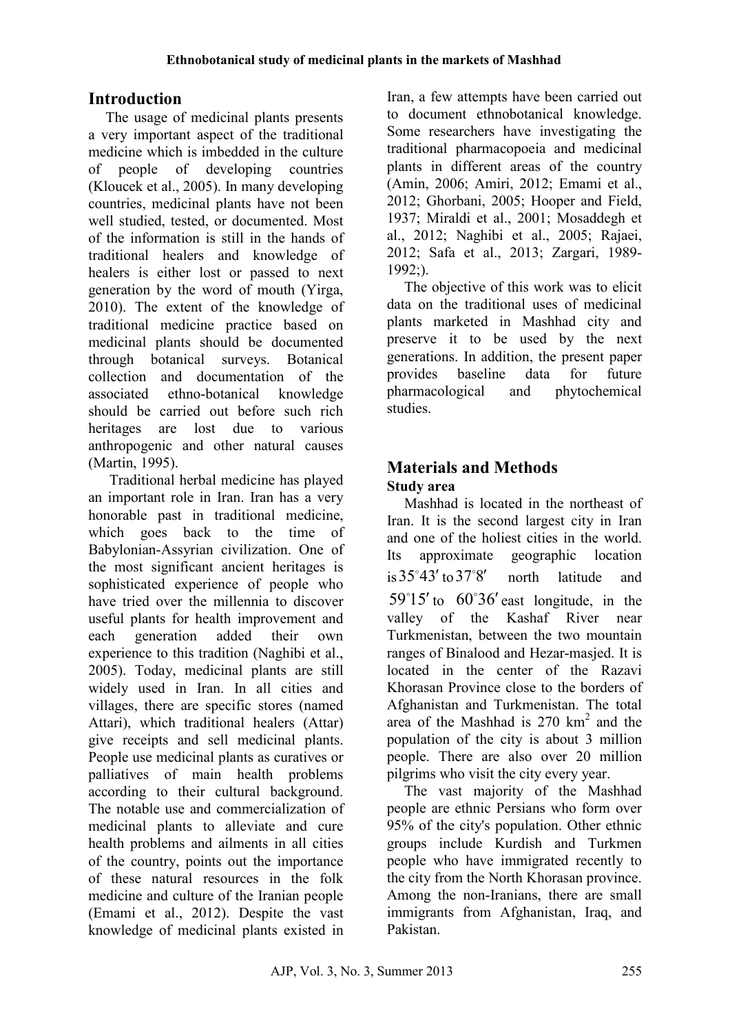## Introduction

The usage of medicinal plants presents a very important aspect of the traditional medicine which is imbedded in the culture of people of developing countries (Kloucek et al., 2005). In many developing countries, medicinal plants have not been well studied, tested, or documented. Most of the information is still in the hands of traditional healers and knowledge of healers is either lost or passed to next generation by the word of mouth (Yirga, 2010). The extent of the knowledge of traditional medicine practice based on medicinal plants should be documented through botanical surveys. Botanical collection and documentation of the associated ethno-botanical knowledge should be carried out before such rich heritages are lost due to various anthropogenic and other natural causes (Martin, 1995).

Traditional herbal medicine has played an important role in Iran. Iran has a very honorable past in traditional medicine, which goes back to the time of Babylonian-Assyrian civilization. One of the most significant ancient heritages is sophisticated experience of people who have tried over the millennia to discover useful plants for health improvement and each generation added their own experience to this tradition (Naghibi et al., 2005). Today, medicinal plants are still widely used in Iran. In all cities and villages, there are specific stores (named Attari), which traditional healers (Attar) give receipts and sell medicinal plants. People use medicinal plants as curatives or palliatives of main health problems according to their cultural background. The notable use and commercialization of medicinal plants to alleviate and cure health problems and ailments in all cities of the country, points out the importance of these natural resources in the folk medicine and culture of the Iranian people (Emami et al., 2012). Despite the vast knowledge of medicinal plants existed in Iran, a few attempts have been carried out to document ethnobotanical knowledge. Some researchers have investigating the traditional pharmacopoeia and medicinal plants in different areas of the country (Amin, 2006; Amiri, 2012; Emami et al., 2012; Ghorbani, 2005; Hooper and Field, 1937; Miraldi et al., 2001; Mosaddegh et al., 2012; Naghibi et al., 2005; Rajaei, 2012; Safa et al., 2013; Zargari, 1989-1992;).

The objective of this work was to elicit data on the traditional uses of medicinal plants marketed in Mashhad city and preserve it to be used by the next generations. In addition, the present paper provides baseline data for future pharmacological and phytochemical studies.

## Materials and Methods

### Study area

Mashhad is located in the northeast of Iran. It is the second largest city in Iran and one of the holiest cities in the world. Its approximate geographic location is $35^{\circ}43'$ to $37^{\circ}8'$ north latitude and $59^{\circ}15'$ to $60^{\circ}36'$ east longitude, in the valley of the Kashaf River near Turkmenistan, between the two mountain ranges of Binalood and Hezar-masjed. It is located in the center of the Razavi Khorasan Province close to the borders of Afghanistan and Turkmenistan. The total area of the Mashhad is 270 km$^2$ and the population of the city is about 3 million people. There are also over 20 million pilgrims who visit the city every year.

The vast majority of the Mashhad people are ethnic Persians who form over 95% of the city's population. Other ethnic groups include Kurdish and Turkmen people who have immigrated recently to the city from the North Khorasan province. Among the non-Iranians, there are small immigrants from Afghanistan, Iraq, and Pakistan.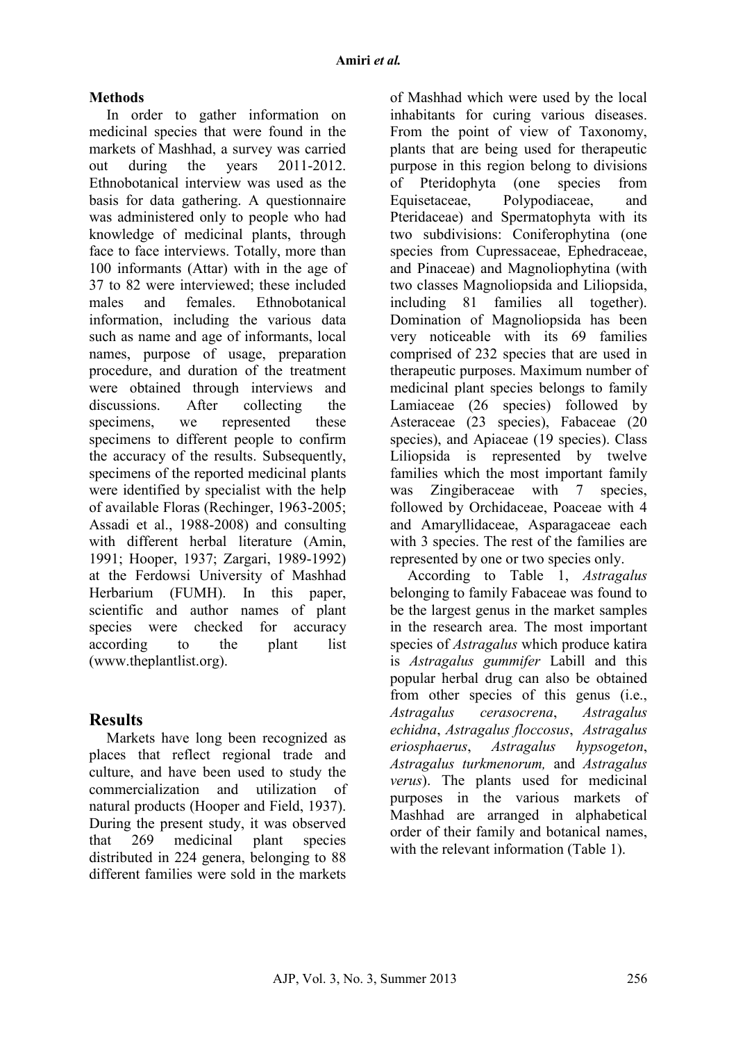**Methods**

In order to gather information on medicinal species that were found in the markets of Mashhad, a survey was carried out during the years 2011-2012. Ethnobotanical interview was used as the basis for data gathering. A questionnaire was administered only to people who had knowledge of medicinal plants, through face to face interviews. Totally, more than 100 informants (Attar) with in the age of 37 to 82 were interviewed; these included males and females. Ethnobotanical information, including the various data such as name and age of informants, local names, purpose of usage, preparation procedure, and duration of the treatment were obtained through interviews and discussions. After collecting the specimens, we represented these specimens to different people to confirm the accuracy of the results. Subsequently, specimens of the reported medicinal plants were identified by specialist with the help of available Floras (Rechinger, 1963-2005; Assadi et al., 1988-2008) and consulting with different herbal literature (Amin, 1991; Hooper, 1937; Zargari, 1989-1992) at the Ferdowsi University of Mashhad Herbarium (FUMH). In this paper, scientific and author names of plant species were checked for accuracy according to the plant list (www.theplantlist.org).

## Results

Markets have long been recognized as places that reflect regional trade and culture, and have been used to study the commercialization and utilization of natural products (Hooper and Field, 1937). During the present study, it was observed that 269 medicinal plant species distributed in 224 genera, belonging to 88 different families were sold in the markets of Mashhad which were used by the local inhabitants for curing various diseases. From the point of view of Taxonomy, plants that are being used for therapeutic purpose in this region belong to divisions of Pteridophyta (one species from Equisetaceae, Polypodiaceae, and Pteridaceae) and Spermatophyta with its two subdivisions: Coniferophytina (one species from Cupressaceae, Ephedraceae, and Pinaceae) and Magnoliophytina (with two classes Magnoliopsida and Liliopsida, including 81 families all together). Domination of Magnoliopsida has been very noticeable with its 69 families comprised of 232 species that are used in therapeutic purposes. Maximum number of medicinal plant species belongs to family Lamiaceae (26 species) followed by Asteraceae (23 species), Fabaceae (20 species), and Apiaceae (19 species). Class Liliopsida is represented by twelve families which the most important family was Zingiberaceae with 7 species, followed by Orchidaceae, Poaceae with 4 and Amaryllidaceae, Asparagaceae each with 3 species. The rest of the families are represented by one or two species only.

According to Table 1, *Astragalus* belonging to family Fabaceae was found to be the largest genus in the market samples in the research area. The most important species of *Astragalus* which produce katira is *Astragalus gummifer* Labill and this popular herbal drug can also be obtained from other species of this genus (i.e., *Astragalus cerasocrena*, *Astragalus echidna*, *Astragalus floccosus*, *Astragalus eriosphaerus*, *Astragalus hypsogeton*, *Astragalus turkmenorum,* and *Astragalus verus*). The plants used for medicinal purposes in the various markets of Mashhad are arranged in alphabetical order of their family and botanical names, with the relevant information (Table 1).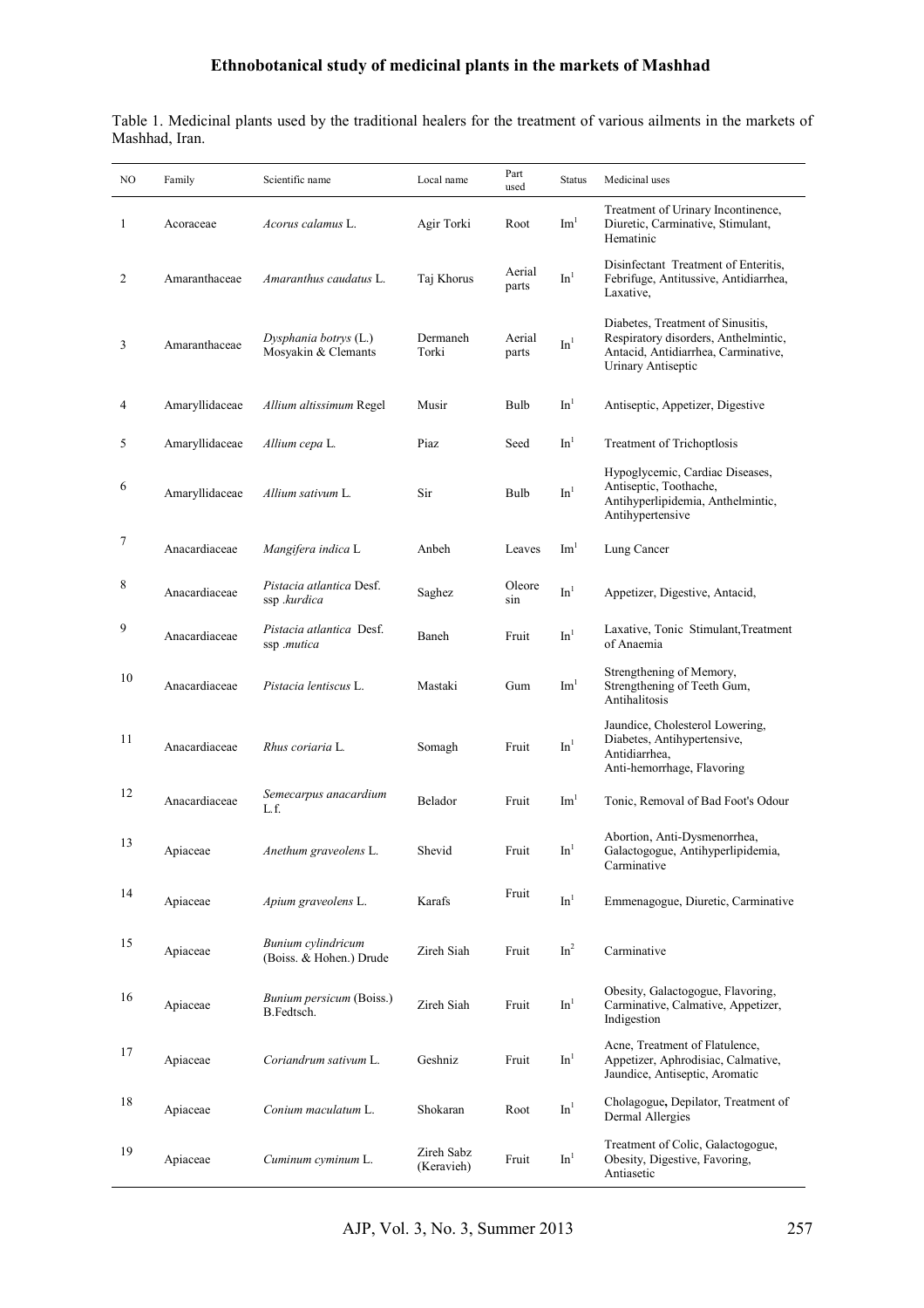Table 1. Medicinal plants used by the traditional healers for the treatment of various ailments in the markets of Mashhad, Iran.

| NO | Family | Scientific name | Local name | Part used | Status | Medicinal uses |
|---|---|---|---|---|---|---|
| 1 | Acoraceae | *Acorus calamus* L. | Agir Torki | Root | $Im^1$ | Treatment of Urinary Incontinence, Diuretic, Carminative, Stimulant, Hematinic |
| 2 | Amaranthaceae | *Amaranthus caudatus* L. | Taj Khorus | Aerial parts | $In^1$ | Disinfectant Treatment of Enteritis, Febrifuge, Antitussive, Antidiarrhea, Laxative, |
| 3 | Amaranthaceae | *Dysphania botrys* (L.) Mosyakin & Clemants | Dermaneh Torki | Aerial parts | $In^1$ | Diabetes, Treatment of Sinusitis, Respiratory disorders, Anthelmintic, Antacid, Antidiarrhea, Carminative, Urinary Antiseptic |
| 4 | Amaryllidaceae | *Allium altissimum* Regel | Musir | Bulb | $In^1$ | Antiseptic, Appetizer, Digestive |
| 5 | Amaryllidaceae | *Allium cepa* L. | Piaz | Seed | $In^1$ | Treatment of Trichoptlosis |
| 6 | Amaryllidaceae | *Allium sativum* L. | Sir | Bulb | $In^1$ | Hypoglycemic, Cardiac Diseases, Antiseptic, Toothache, Antihyperlipidemia, Anthelmintic, Antihypertensive |
| 7 | Anacardiaceae | *Mangifera indica* L | Anbeh | Leaves | $Im^1$ | Lung Cancer |
| 8 | Anacardiaceae | *Pistacia atlantica* Desf. ssp .*kurdica* | Saghez | Oleore sin | $In^1$ | Appetizer, Digestive, Antacid, |
| 9 | Anacardiaceae | *Pistacia atlantica* Desf. ssp .*mutica* | Baneh | Fruit | $In^1$ | Laxative, Tonic Stimulant,Treatment of Anaemia |
| 10 | Anacardiaceae | *Pistacia lentiscus* L. | Mastaki | Gum | $Im^1$ | Strengthening of Memory, Strengthening of Teeth Gum, Antihalitosis |
| 11 | Anacardiaceae | *Rhus coriaria* L. | Somagh | Fruit | $In^1$ | Jaundice, Cholesterol Lowering, Diabetes, Antihypertensive, Antidiarrhea, Anti-hemorrhage, Flavoring |
| 12 | Anacardiaceae | *Semecarpus anacardium* L.f. | Belador | Fruit | $Im^1$ | Tonic, Removal of Bad Foot's Odour |
| 13 | Apiaceae | *Anethum graveolens* L. | Shevid | Fruit | $In^1$ | Abortion, Anti-Dysmenorrhea, Galactogogue, Antihyperlipidemia, Carminative |
| 14 | Apiaceae | *Apium graveolens* L. | Karafs | Fruit | $In^1$ | Emmenagogue, Diuretic, Carminative |
| 15 | Apiaceae | *Bunium cylindricum* (Boiss. & Hohen.) Drude | Zireh Siah | Fruit | $In^2$ | Carminative |
| 16 | Apiaceae | *Bunium persicum* (Boiss.) B.Fedtsch. | Zireh Siah | Fruit | $In^1$ | Obesity, Galactogogue, Flavoring, Carminative, Calmative, Appetizer, Indigestion |
| 17 | Apiaceae | *Coriandrum sativum* L. | Geshniz | Fruit | $In^1$ | Acne, Treatment of Flatulence, Appetizer, Aphrodisiac, Calmative, Jaundice, Antiseptic, Aromatic |
| 18 | Apiaceae | *Conium maculatum* L. | Shokaran | Root | $In^1$ | Cholagogue**,** Depilator, Treatment of Dermal Allergies |
| 19 | Apiaceae | *Cuminum cyminum* L. | Zireh Sabz (Keravieh) | Fruit | $In^1$ | Treatment of Colic, Galactogogue, Obesity, Digestive, Favoring, Antiasetic |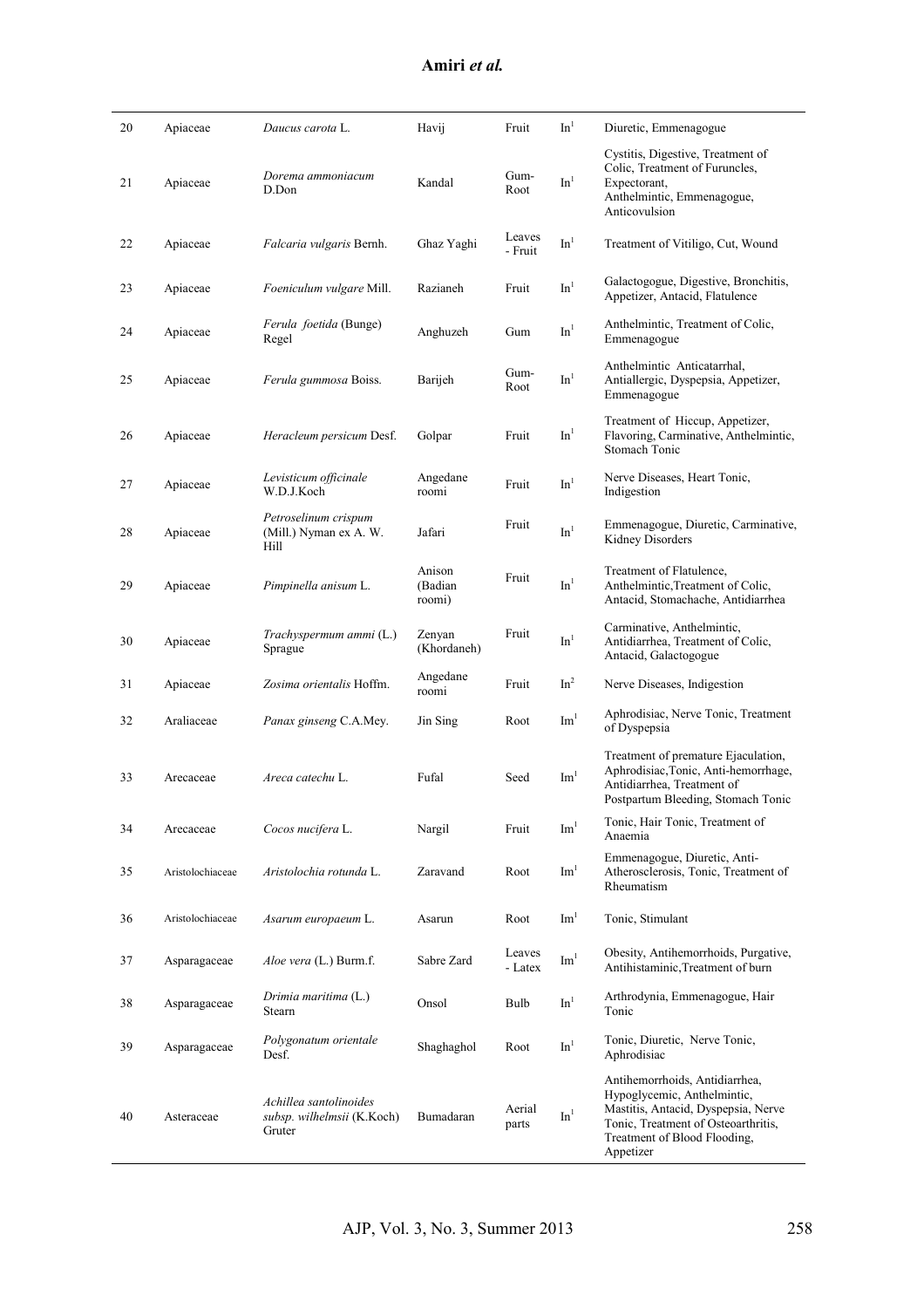| | | | | | | |
|---|---|---|---|---|---|---|
| 20 | Apiaceae | *Daucus carota* L. | Havij | Fruit | In[1] | Diuretic, Emmenagogue |
| 21 | Apiaceae | *Dorema ammoniacum* D.Don | Kandal | Gum-Root | In[1] | Cystitis, Digestive, Treatment of Colic, Treatment of Furuncles, Expectorant, Anthelmintic, Emmenagogue, Anticovulsion |
| 22 | Apiaceae | *Falcaria vulgaris* Bernh. | Ghaz Yaghi | Leaves - Fruit | In[1] | Treatment of Vitiligo, Cut, Wound |
| 23 | Apiaceae | *Foeniculum vulgare* Mill. | Razianeh | Fruit | In[1] | Galactogogue, Digestive, Bronchitis, Appetizer, Antacid, Flatulence |
| 24 | Apiaceae | *Ferula foetida* (Bunge) Regel | Anghuzeh | Gum | In[1] | Anthelmintic, Treatment of Colic, Emmenagogue |
| 25 | Apiaceae | *Ferula gummosa* Boiss. | Barijeh | Gum-Root | In[1] | Anthelmintic Anticatarrhal, Antiallergic, Dyspepsia, Appetizer, Emmenagogue |
| 26 | Apiaceae | *Heracleum persicum* Desf. | Golpar | Fruit | In[1] | Treatment of Hiccup, Appetizer, Flavoring, Carminative, Anthelmintic, Stomach Tonic |
| 27 | Apiaceae | *Levisticum officinale* W.D.J.Koch | Angedane roomi | Fruit | In[1] | Nerve Diseases, Heart Tonic, Indigestion |
| 28 | Apiaceae | *Petroselinum crispum* (Mill.) Nyman ex A. W. Hill | Jafari | Fruit | In[1] | Emmenagogue, Diuretic, Carminative, Kidney Disorders |
| 29 | Apiaceae | *Pimpinella anisum* L. | Anison (Badian roomi) | Fruit | In[1] | Treatment of Flatulence, Anthelmintic,Treatment of Colic, Antacid, Stomachache, Antidiarrhea |
| 30 | Apiaceae | *Trachyspermum ammi* (L.) Sprague | Zenyan (Khordaneh) | Fruit | In[1] | Carminative, Anthelmintic, Antidiarrhea, Treatment of Colic, Antacid, Galactogogue |
| 31 | Apiaceae | *Zosima orientalis* Hoffm. | Angedane roomi | Fruit | In[2] | Nerve Diseases, Indigestion |
| 32 | Araliaceae | *Panax ginseng* C.A.Mey. | Jin Sing | Root | Im[1] | Aphrodisiac, Nerve Tonic, Treatment of Dyspepsia |
| 33 | Arecaceae | *Areca catechu* L. | Fufal | Seed | Im[1] | Treatment of premature Ejaculation, Aphrodisiac,Tonic, Anti-hemorrhage, Antidiarrhea, Treatment of Postpartum Bleeding, Stomach Tonic |
| 34 | Arecaceae | *Cocos nucifera* L. | Nargil | Fruit | Im[1] | Tonic, Hair Tonic, Treatment of Anaemia |
| 35 | Aristolochiaceae | *Aristolochia rotunda* L. | Zaravand | Root | Im[1] | Emmenagogue, Diuretic, Anti-Atherosclerosis, Tonic, Treatment of Rheumatism |
| 36 | Aristolochiaceae | *Asarum europaeum* L. | Asarun | Root | Im[1] | Tonic, Stimulant |
| 37 | Asparagaceae | *Aloe vera* (L.) Burm.f. | Sabre Zard | Leaves - Latex | Im[1] | Obesity, Antihemorrhoids, Purgative, Antihistaminic,Treatment of burn |
| 38 | Asparagaceae | *Drimia maritima* (L.) Stearn | Onsol | Bulb | In[1] | Arthrodynia, Emmenagogue, Hair Tonic |
| 39 | Asparagaceae | *Polygonatum orientale* Desf. | Shaghaghol | Root | In[1] | Tonic, Diuretic, Nerve Tonic, Aphrodisiac |
| 40 | Asteraceae | *Achillea santolinoides subsp. wilhelmsii* (K.Koch) Gruter | Bumadaran | Aerial parts | In[1] | Antihemorrhoids, Antidiarrhea, Hypoglycemic, Anthelmintic, Mastitis, Antacid, Dyspepsia, Nerve Tonic, Treatment of Osteoarthritis, Treatment of Blood Flooding, Appetizer |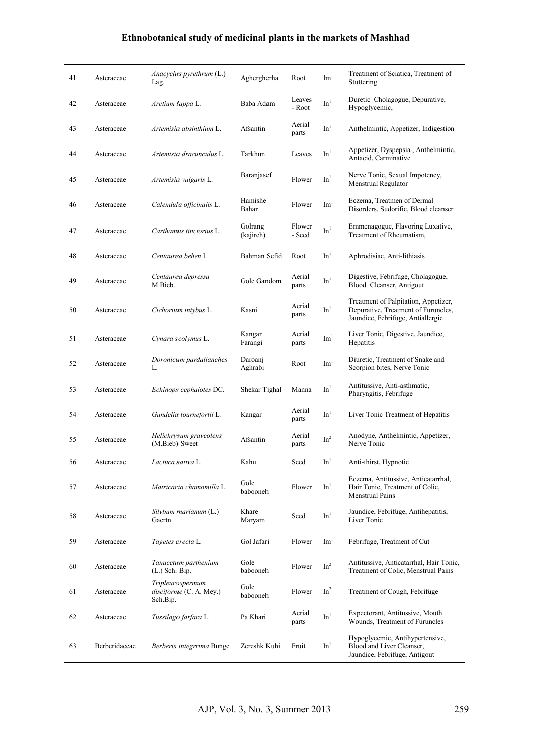| 41 | Asteraceae | *Anacyclus pyrethrum* (L.) Lag. | Aghergherha | Root | Im[1] | Treatment of Sciatica, Treatment of Stuttering |
|---|---|---|---|---|---|---|
| 42 | Asteraceae | *Arctium lappa* L. | Baba Adam | Leaves - Root | In[1] | Duretic Cholagogue, Depurative, Hypoglycemic, |
| 43 | Asteraceae | *Artemisia absinthium* L. | Afsantin | Aerial parts | In[1] | Anthelmintic, Appetizer, Indigestion |
| 44 | Asteraceae | *Artemisia dracunculus* L. | Tarkhun | Leaves | In[1] | Appetizer, Dyspepsia , Anthelmintic, Antacid, Carminative |
| 45 | Asteraceae | *Artemisia vulgaris* L. | Baranjasef | Flower | In[1] | Nerve Tonic, Sexual Impotency, Menstrual Regulator |
| 46 | Asteraceae | *Calendula officinalis* L. | Hamishe Bahar | Flower | Im[1] | Eczema, Treatmen of Dermal Disorders, Sudorific, Blood cleanser |
| 47 | Asteraceae | *Carthamus tinctorius* L. | Golrang (kajireh) | Flower - Seed | In[1] | Emmenagogue, Flavoring Luxative, Treatment of Rheumatism, |
| 48 | Asteraceae | *Centaurea behen* L. | Bahman Sefid | Root | In[1] | Aphrodisiac, Anti-lithiasis |
| 49 | Asteraceae | *Centaurea depressa* M.Bieb. | Gole Gandom | Aerial parts | In[1] | Digestive, Febrifuge, Cholagogue, Blood Cleanser, Antigout |
| 50 | Asteraceae | *Cichorium intybus* L. | Kasni | Aerial parts | In[1] | Treatment of Palpitation, Appetizer, Depurative, Treatment of Furuncles, Jaundice, Febrifuge, Antiallergic |
| 51 | Asteraceae | *Cynara scolymus* L. | Kangar Farangi | Aerial parts | Im[1] | Liver Tonic, Digestive, Jaundice, Hepatitis |
| 52 | Asteraceae | *Doronicum pardalianches* L. | Daroanj Aghrabi | Root | Im[1] | Diuretic, Treatment of Snake and Scorpion bites, Nerve Tonic |
| 53 | Asteraceae | *Echinops cephalotes* DC. | Shekar Tighal | Manna | In[1] | Antitussive, Anti-asthmatic, Pharyngitis, Febrifuge |
| 54 | Asteraceae | *Gundelia tournefortii* L. | Kangar | Aerial parts | In[1] | Liver Tonic Treatment of Hepatitis |
| 55 | Asteraceae | *Helichrysum graveolens* (M.Bieb) Sweet | Afsantin | Aerial parts | In[2] | Anodyne, Anthelmintic, Appetizer, Nerve Tonic |
| 56 | Asteraceae | *Lactuca sativa* L. | Kahu | Seed | In[1] | Anti-thirst, Hypnotic |
| 57 | Asteraceae | *Matricaria chamomilla* L. | Gole babooneh | Flower | In[1] | Eczema, Antitussive, Anticatarrhal, Hair Tonic, Treatment of Colic, Menstrual Pains |
| 58 | Asteraceae | *Silybum marianum* (L.) Gaertn. | Khare Maryam | Seed | In[1] | Jaundice, Febrifuge, Antihepatitis, Liver Tonic |
| 59 | Asteraceae | *Tagetes erecta* L. | Gol Jafari | Flower | Im[1] | Febrifuge, Treatment of Cut |
| 60 | Asteraceae | *Tanacetum parthenium* (L.) Sch. Bip. | Gole babooneh | Flower | In[2] | Antitussive, Anticatarrhal, Hair Tonic, Treatment of Colic, Menstrual Pains |
| 61 | Asteraceae | *Tripleurospermum disciforme* (C. A. Mey.) Sch.Bip. | Gole babooneh | Flower | In[2] | Treatment of Cough, Febrifuge |
| 62 | Asteraceae | *Tussilago farfara* L. | Pa Khari | Aerial parts | In[1] | Expectorant, Antitussive, Mouth Wounds, Treatment of Furuncles |
| 63 | Berberidaceae | *Berberis integrrima* Bunge | Zereshk Kuhi | Fruit | In[1] | Hypoglycemic, Antihypertensive, Blood and Liver Cleanser, Jaundice, Febrifuge, Antigout |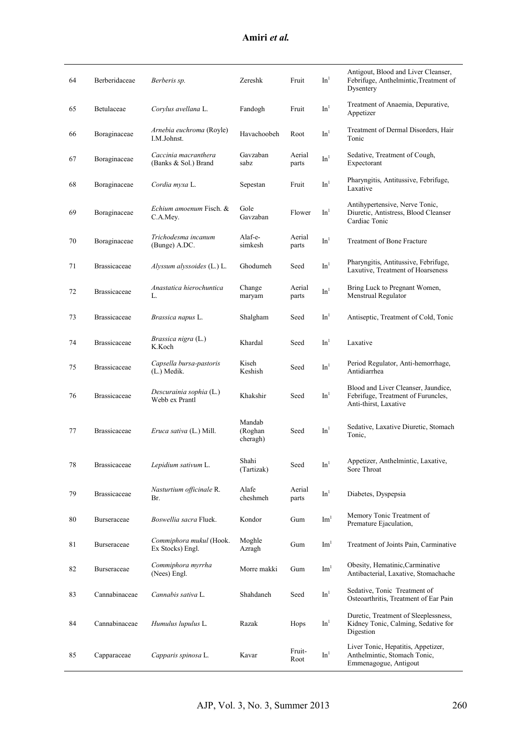| | | | | | | |
|---|---|---|---|---|---|---|
| 64 | Berberidaceae | *Berberis sp.* | Zereshk | Fruit | In[1] | Antigout, Blood and Liver Cleanser, Febrifuge, Anthelmintic,Treatment of Dysentery |
| 65 | Betulaceae | *Corylus avellana* L. | Fandogh | Fruit | In[1] | Treatment of Anaemia, Depurative, Appetizer |
| 66 | Boraginaceae | *Arnebia euchroma* (Royle) I.M.Johnst. | Havachoobeh | Root | In[1] | Treatment of Dermal Disorders, Hair Tonic |
| 67 | Boraginaceae | *Caccinia macranthera* (Banks & Sol.) Brand | Gavzaban sabz | Aerial parts | In[1] | Sedative, Treatment of Cough, Expectorant |
| 68 | Boraginaceae | *Cordia myxa* L. | Sepestan | Fruit | In[1] | Pharyngitis, Antitussive, Febrifuge, Laxative |
| 69 | Boraginaceae | *Echium amoenum* Fisch. & C.A.Mey. | Gole Gavzaban | Flower | In[1] | Antihypertensive, Nerve Tonic, Diuretic, Antistress, Blood Cleanser Cardiac Tonic |
| 70 | Boraginaceae | *Trichodesma incanum* (Bunge) A.DC. | Alaf-e-simkesh | Aerial parts | In[1] | Treatment of Bone Fracture |
| 71 | Brassicaceae | *Alyssum alyssoides* (L.) L. | Ghodumeh | Seed | In[1] | Pharyngitis, Antitussive, Febrifuge, Laxutive, Treatment of Hoarseness |
| 72 | Brassicaceae | *Anastatica hierochuntica* L. | Change maryam | Aerial parts | In[1] | Bring Luck to Pregnant Women, Menstrual Regulator |
| 73 | Brassicaceae | *Brassica napus* L. | Shalgham | Seed | In[1] | Antiseptic, Treatment of Cold, Tonic |
| 74 | Brassicaceae | *Brassica nigra* (L.) K.Koch | Khardal | Seed | In[1] | Laxative |
| 75 | Brassicaceae | *Capsella bursa-pastoris* (L.) Medik. | Kiseh Keshish | Seed | In[1] | Period Regulator, Anti-hemorrhage, Antidiarrhea |
| 76 | Brassicaceae | *Descurainia sophia* (L.) Webb ex Prantl | Khakshir | Seed | In[1] | Blood and Liver Cleanser, Jaundice, Febrifuge, Treatment of Furuncles, Anti-thirst, Laxative |
| 77 | Brassicaceae | *Eruca sativa* (L.) Mill. | Mandab (Roghan cheragh) | Seed | In[1] | Sedative, Laxative Diuretic, Stomach Tonic, |
| 78 | Brassicaceae | *Lepidium sativum* L. | Shahi (Tartizak) | Seed | In[1] | Appetizer, Anthelmintic, Laxative, Sore Throat |
| 79 | Brassicaceae | *Nasturtium officinale* R. Br. | Alafe cheshmeh | Aerial parts | In[1] | Diabetes, Dyspepsia |
| 80 | Burseraceae | *Boswellia sacra* Fluek. | Kondor | Gum | Im[1] | Memory Tonic Treatment of Premature Ejaculation, |
| 81 | Burseraceae | *Commiphora mukul* (Hook. Ex Stocks) Engl. | Moghle Azragh | Gum | Im[1] | Treatment of Joints Pain, Carminative |
| 82 | Burseraceae | *Commiphora myrrha* (Nees) Engl. | Morre makki | Gum | Im[1] | Obesity, Hematinic,Carminative Antibacterial, Laxative, Stomachache |
| 83 | Cannabinaceae | *Cannabis sativa* L. | Shahdaneh | Seed | In[1] | Sedative, Tonic Treatment of Osteoarthritis, Treatment of Ear Pain |
| 84 | Cannabinaceae | *Humulus lupulus* L. | Razak | Hops | In[1] | Duretic, Treatment of Sleeplessness, Kidney Tonic, Calming, Sedative for Digestion |
| 85 | Capparaceae | *Capparis spinosa* L. | Kavar | Fruit-Root | In[1] | Liver Tonic, Hepatitis, Appetizer, Anthelmintic, Stomach Tonic, Emmenagogue, Antigout |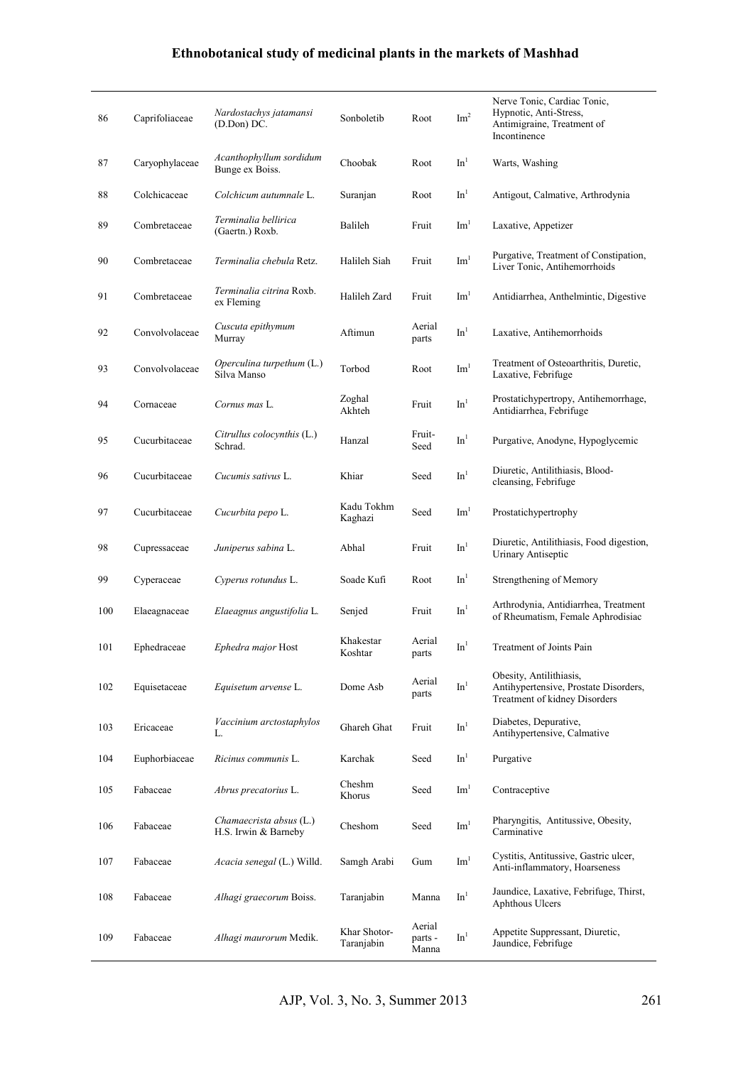| 86 | Caprifoliaceae | *Nardostachys jatamansi* (D.Don) DC. | Sonboletib | Root | $Im^2$ | Nerve Tonic, Cardiac Tonic, Hypnotic, Anti-Stress, Antimigraine, Treatment of Incontinence |
|---|---|---|---|---|---|---|
| 87 | Caryophylaceae | *Acanthophyllum sordidum* Bunge ex Boiss. | Choobak | Root | $In^1$ | Warts, Washing |
| 88 | Colchicaceae | *Colchicum autumnale* L. | Suranjan | Root | $In^1$ | Antigout, Calmative, Arthrodynia |
| 89 | Combretaceae | *Terminalia bellirica* (Gaertn.) Roxb. | Balileh | Fruit | $Im^1$ | Laxative, Appetizer |
| 90 | Combretaceae | *Terminalia chebula* Retz. | Halileh Siah | Fruit | $Im^1$ | Purgative, Treatment of Constipation, Liver Tonic, Antihemorrhoids |
| 91 | Combretaceae | *Terminalia citrina* Roxb. ex Fleming | Halileh Zard | Fruit | $Im^1$ | Antidiarrhea, Anthelmintic, Digestive |
| 92 | Convolvolaceae | *Cuscuta epithymum* Murray | Aftimun | Aerial parts | $In^1$ | Laxative, Antihemorrhoids |
| 93 | Convolvolaceae | *Operculina turpethum* (L.) Silva Manso | Torbod | Root | $Im^1$ | Treatment of Osteoarthritis, Duretic, Laxative, Febrifuge |
| 94 | Cornaceae | *Cornus mas* L. | Zoghal Akhteh | Fruit | $In^1$ | Prostatichypertropy, Antihemorrhage, Antidiarrhea, Febrifuge |
| 95 | Cucurbitaceae | *Citrullus colocynthis* (L.) Schrad. | Hanzal | Fruit-Seed | $In^1$ | Purgative, Anodyne, Hypoglycemic |
| 96 | Cucurbitaceae | *Cucumis sativus* L. | Khiar | Seed | $In^1$ | Diuretic, Antilithiasis, Blood-cleansing, Febrifuge |
| 97 | Cucurbitaceae | *Cucurbita pepo* L. | Kadu Tokhm Kaghazi | Seed | $Im^1$ | Prostatichypertrophy |
| 98 | Cupressaceae | *Juniperus sabina* L. | Abhal | Fruit | $In^1$ | Diuretic, Antilithiasis, Food digestion, Urinary Antiseptic |
| 99 | Cyperaceae | *Cyperus rotundus* L. | Soade Kufi | Root | $In^1$ | Strengthening of Memory |
| 100 | Elaeagnaceae | *Elaeagnus angustifolia* L. | Senjed | Fruit | $In^1$ | Arthrodynia, Antidiarrhea, Treatment of Rheumatism, Female Aphrodisiac |
| 101 | Ephedraceae | *Ephedra major* Host | Khakestar Koshtar | Aerial parts | $In^1$ | Treatment of Joints Pain |
| 102 | Equisetaceae | *Equisetum arvense* L. | Dome Asb | Aerial parts | $In^1$ | Obesity, Antilithiasis, Antihypertensive, Prostate Disorders, Treatment of kidney Disorders |
| 103 | Ericaceae | *Vaccinium arctostaphylos* L. | Ghareh Ghat | Fruit | $In^1$ | Diabetes, Depurative, Antihypertensive, Calmative |
| 104 | Euphorbiaceae | *Ricinus communis* L. | Karchak | Seed | $In^1$ | Purgative |
| 105 | Fabaceae | *Abrus precatorius* L. | Cheshm Khorus | Seed | $Im^1$ | Contraceptive |
| 106 | Fabaceae | *Chamaecrista absus* (L.) H.S. Irwin & Barneby | Cheshom | Seed | $Im^1$ | Pharyngitis, Antitussive, Obesity, Carminative |
| 107 | Fabaceae | *Acacia senegal* (L.) Willd. | Samgh Arabi | Gum | $Im^1$ | Cystitis, Antitussive, Gastric ulcer, Anti-inflammatory, Hoarseness |
| 108 | Fabaceae | *Alhagi graecorum* Boiss. | Taranjabin | Manna | $In^1$ | Jaundice, Laxative, Febrifuge, Thirst, Aphthous Ulcers |
| 109 | Fabaceae | *Alhagi maurorum* Medik. | Khar Shotor-Taranjabin | Aerial parts - Manna | $In^1$ | Appetite Suppressant, Diuretic, Jaundice, Febrifuge |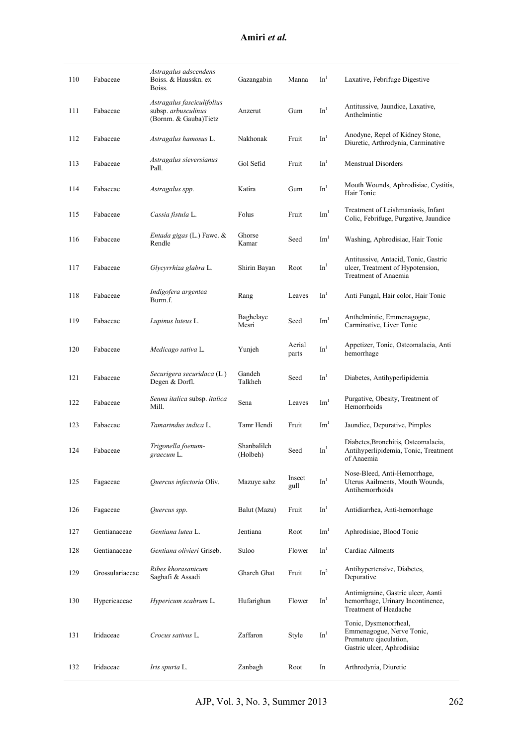| 110 | Fabaceae | *Astragalus adscendens* Boiss. & Hausskn. ex Boiss. | Gazangabin | Manna | In[1] | Laxative, Febrifuge Digestive |
|---|---|---|---|---|---|---|
| 111 | Fabaceae | *Astragalus fasciculifolius* subsp. *arbusculinus* (Bornm. & Gauba)Tietz | Anzerut | Gum | In[1] | Antitussive, Jaundice, Laxative, Anthelmintic |
| 112 | Fabaceae | *Astragalus hamosus* L. | Nakhonak | Fruit | In[1] | Anodyne, Repel of Kidney Stone, Diuretic, Arthrodynia, Carminative |
| 113 | Fabaceae | *Astragalus sieversianus* Pall. | Gol Sefid | Fruit | In[1] | Menstrual Disorders |
| 114 | Fabaceae | *Astragalus spp*. | Katira | Gum | In[1] | Mouth Wounds, Aphrodisiac, Cystitis, Hair Tonic |
| 115 | Fabaceae | *Cassia fistula* L. | Folus | Fruit | Im[1] | Treatment of Leishmaniasis, Infant Colic, Febrifuge, Purgative, Jaundice |
| 116 | Fabaceae | *Entada gigas* (L.) Fawc. & Rendle | Ghorse Kamar | Seed | Im[1] | Washing, Aphrodisiac, Hair Tonic |
| 117 | Fabaceae | *Glycyrrhiza glabra* L. | Shirin Bayan | Root | In[1] | Antitussive, Antacid, Tonic, Gastric ulcer, Treatment of Hypotension, Treatment of Anaemia |
| 118 | Fabaceae | *Indigofera argentea* Burm.f. | Rang | Leaves | In[1] | Anti Fungal, Hair color, Hair Tonic |
| 119 | Fabaceae | *Lupinus luteus* L. | Baghelaye Mesri | Seed | Im[1] | Anthelmintic, Emmenagogue, Carminative, Liver Tonic |
| 120 | Fabaceae | *Medicago sativa* L. | Yunjeh | Aerial parts | In[1] | Appetizer, Tonic, Osteomalacia, Anti hemorrhage |
| 121 | Fabaceae | *Securigera securidaca* (L.) Degen & Dorfl. | Gandeh Talkheh | Seed | In[1] | Diabetes, Antihyperlipidemia |
| 122 | Fabaceae | *Senna italica* subsp. *italica* Mill. | Sena | Leaves | Im[1] | Purgative, Obesity, Treatment of Hemorrhoids |
| 123 | Fabaceae | *Tamarindus indica* L. | Tamr Hendi | Fruit | Im[1] | Jaundice, Depurative, Pimples |
| 124 | Fabaceae | *Trigonella foenum-graecum* L. | Shanbalileh (Holbeh) | Seed | In[1] | Diabetes,Bronchitis, Osteomalacia, Antihyperlipidemia, Tonic, Treatment of Anaemia |
| 125 | Fagaceae | *Quercus infectoria* Oliv. | Mazuye sabz | Insect gull | In[1] | Nose-Bleed, Anti-Hemorrhage, Uterus Aailments, Mouth Wounds, Antihemorrhoids |
| 126 | Fagaceae | *Quercus spp*. | Balut (Mazu) | Fruit | In[1] | Antidiarrhea, Anti-hemorrhage |
| 127 | Gentianaceae | *Gentiana lutea* L. | Jentiana | Root | Im[1] | Aphrodisiac, Blood Tonic |
| 128 | Gentianaceae | *Gentiana olivieri* Griseb. | Suloo | Flower | In[1] | Cardiac Ailments |
| 129 | Grossulariaceae | *Ribes khorasanicum* Saghafi & Assadi | Ghareh Ghat | Fruit | In[2] | Antihypertensive, Diabetes, Depurative |
| 130 | Hypericaceae | *Hypericum scabrum* L. | Hufarighun | Flower | In[1] | Antimigraine, Gastric ulcer, Aanti hemorrhage, Urinary Incontinence, Treatment of Headache |
| 131 | Iridaceae | *Crocus sativus* L. | Zaffaron | Style | In[1] | Tonic, Dysmenorrheal, Emmenagogue, Nerve Tonic, Premature ejaculation, Gastric ulcer, Aphrodisiac |
| 132 | Iridaceae | *Iris spuria* L. | Zanbagh | Root | In | Arthrodynia, Diuretic |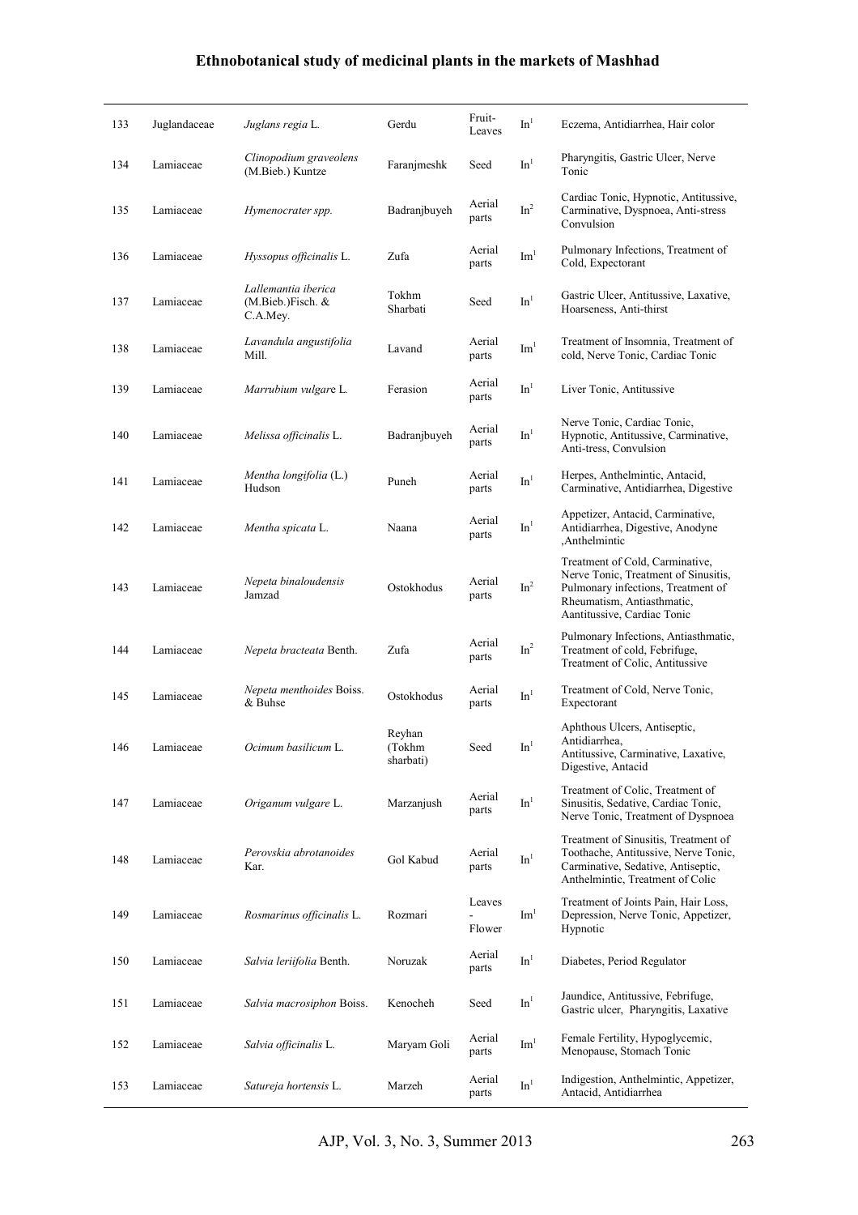| | | | | | | |
|---|---|---|---|---|---|---|
| 133 | Juglandaceae | *Juglans regia* L. | Gerdu | Fruit-Leaves | In[1] | Eczema, Antidiarrhea, Hair color |
| 134 | Lamiaceae | *Clinopodium graveolens* (M.Bieb.) Kuntze | Faranjmeshk | Seed | In[1] | Pharyngitis, Gastric Ulcer, Nerve Tonic |
| 135 | Lamiaceae | *Hymenocrater spp.* | Badranjbuyeh | Aerial parts | In[2] | Cardiac Tonic, Hypnotic, Antitussive, Carminative, Dyspnoea, Anti-stress Convulsion |
| 136 | Lamiaceae | *Hyssopus officinalis* L. | Zufa | Aerial parts | Im[1] | Pulmonary Infections, Treatment of Cold, Expectorant |
| 137 | Lamiaceae | *Lallemantia iberica* (M.Bieb.)Fisch. & C.A.Mey. | Tokhm Sharbati | Seed | In[1] | Gastric Ulcer, Antitussive, Laxative, Hoarseness, Anti-thirst |
| 138 | Lamiaceae | *Lavandula angustifolia* Mill. | Lavand | Aerial parts | Im[1] | Treatment of Insomnia, Treatment of cold, Nerve Tonic, Cardiac Tonic |
| 139 | Lamiaceae | *Marrubium vulgare* L. | Ferasion | Aerial parts | In[1] | Liver Tonic, Antitussive |
| 140 | Lamiaceae | *Melissa officinalis* L. | Badranjbuyeh | Aerial parts | In[1] | Nerve Tonic, Cardiac Tonic, Hypnotic, Antitussive, Carminative, Anti-tress, Convulsion |
| 141 | Lamiaceae | *Mentha longifolia* (L.) Hudson | Puneh | Aerial parts | In[1] | Herpes, Anthelmintic, Antacid, Carminative, Antidiarrhea, Digestive |
| 142 | Lamiaceae | *Mentha spicata* L. | Naana | Aerial parts | In[1] | Appetizer, Antacid, Carminative, Antidiarrhea, Digestive, Anodyne ,Anthelmintic |
| 143 | Lamiaceae | *Nepeta binaloudensis* Jamzad | Ostokhodus | Aerial parts | In[2] | Treatment of Cold, Carminative, Nerve Tonic, Treatment of Sinusitis, Pulmonary infections, Treatment of Rheumatism, Antiasthmatic, Aantitussive, Cardiac Tonic |
| 144 | Lamiaceae | *Nepeta bracteata* Benth. | Zufa | Aerial parts | In[2] | Pulmonary Infections, Antiasthmatic, Treatment of cold, Febrifuge, Treatment of Colic, Antitussive |
| 145 | Lamiaceae | *Nepeta menthoides* Boiss. & Buhse | Ostokhodus | Aerial parts | In[1] | Treatment of Cold, Nerve Tonic, Expectorant |
| 146 | Lamiaceae | *Ocimum basilicum* L. | Reyhan (Tokhm sharbati) | Seed | In[1] | Aphthous Ulcers, Antiseptic, Antidiarrhea, Antitussive, Carminative, Laxative, Digestive, Antacid |
| 147 | Lamiaceae | *Origanum vulgare* L. | Marzanjush | Aerial parts | In[1] | Treatment of Colic, Treatment of Sinusitis, Sedative, Cardiac Tonic, Nerve Tonic, Treatment of Dyspnoea |
| 148 | Lamiaceae | *Perovskia abrotanoides* Kar. | Gol Kabud | Aerial parts | In[1] | Treatment of Sinusitis, Treatment of Toothache, Antitussive, Nerve Tonic, Carminative, Sedative, Antiseptic, Anthelmintic, Treatment of Colic |
| 149 | Lamiaceae | *Rosmarinus officinalis* L. | Rozmari | Leaves - Flower | Im[1] | Treatment of Joints Pain, Hair Loss, Depression, Nerve Tonic, Appetizer, Hypnotic |
| 150 | Lamiaceae | *Salvia leriifolia* Benth. | Noruzak | Aerial parts | In[1] | Diabetes, Period Regulator |
| 151 | Lamiaceae | *Salvia macrosiphon* Boiss. | Kenocheh | Seed | In[1] | Jaundice, Antitussive, Febrifuge, Gastric ulcer, Pharyngitis, Laxative |
| 152 | Lamiaceae | *Salvia officinalis* L. | Maryam Goli | Aerial parts | Im[1] | Female Fertility, Hypoglycemic, Menopause, Stomach Tonic |
| 153 | Lamiaceae | *Satureja hortensis* L. | Marzeh | Aerial parts | In[1] | Indigestion, Anthelmintic, Appetizer, Antacid, Antidiarrhea |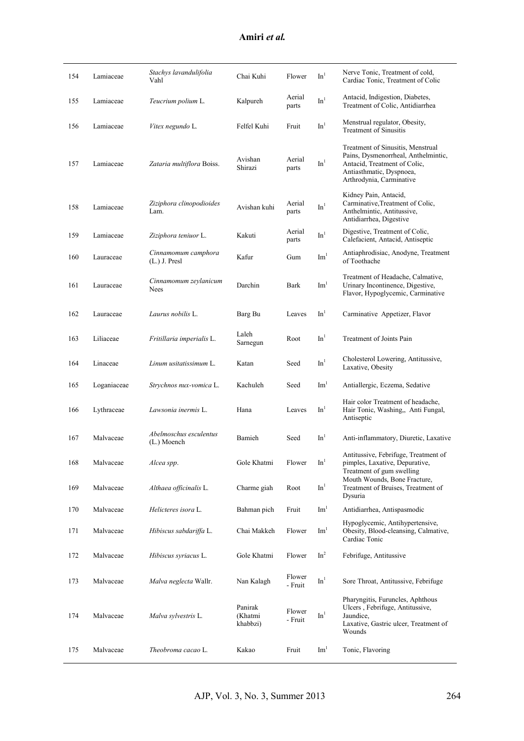| 154 | Lamiaceae | *Stachys lavandulifolia* Vahl | Chai Kuhi | Flower | In[1] | Nerve Tonic, Treatment of cold, Cardiac Tonic, Treatment of Colic |
|---|---|---|---|---|---|---|
| 155 | Lamiaceae | *Teucrium polium* L. | Kalpureh | Aerial parts | In[1] | Antacid, Indigestion, Diabetes, Treatment of Colic, Antidiarrhea |
| 156 | Lamiaceae | *Vitex negundo* L. | Felfel Kuhi | Fruit | In[1] | Menstrual regulator, Obesity, Treatment of Sinusitis |
| 157 | Lamiaceae | *Zataria multiflora* Boiss. | Avishan Shirazi | Aerial parts | In[1] | Treatment of Sinusitis, Menstrual Pains, Dysmenorrheal, Anthelmintic, Antacid, Treatment of Colic, Antiasthmatic, Dyspnoea, Arthrodynia, Carminative |
| 158 | Lamiaceae | *Ziziphora clinopodioides* Lam. | Avishan kuhi | Aerial parts | In[1] | Kidney Pain, Antacid, Carminative,Treatment of Colic, Anthelmintic, Antitussive, Antidiarrhea, Digestive |
| 159 | Lamiaceae | *Ziziphora teniuor* L. | Kakuti | Aerial parts | In[1] | Digestive, Treatment of Colic, Calefacient, Antacid, Antiseptic |
| 160 | Lauraceae | *Cinnamomum camphora* (L.) J. Presl | Kafur | Gum | Im[1] | Antiaphrodisiac, Anodyne, Treatment of Toothache |
| 161 | Lauraceae | *Cinnamomum zeylanicum* Nees | Darchin | Bark | Im[1] | Treatment of Headache, Calmative, Urinary Incontinence, Digestive, Flavor, Hypoglycemic, Carminative |
| 162 | Lauraceae | *Laurus nobilis* L. | Barg Bu | Leaves | In[1] | Carminative Appetizer, Flavor |
| 163 | Liliaceae | *Fritillaria imperialis* L. | Laleh Sarnegun | Root | In[1] | Treatment of Joints Pain |
| 164 | Linaceae | *Linum usitatissimum* L. | Katan | Seed | In[1] | Cholesterol Lowering, Antitussive, Laxative, Obesity |
| 165 | Loganiaceae | *Strychnos nux-vomica* L. | Kachuleh | Seed | Im[1] | Antiallergic, Eczema, Sedative |
| 166 | Lythraceae | *Lawsonia inermis* L. | Hana | Leaves | In[1] | Hair color Treatment of headache, Hair Tonic, Washing,, Anti Fungal, Antiseptic |
| 167 | Malvaceae | *Abelmoschus esculentus* (L.) Moench | Bamieh | Seed | In[1] | Anti-inflammatory, Diuretic, Laxative |
| 168 | Malvaceae | *Alcea spp*. | Gole Khatmi | Flower | In[1] | Antitussive, Febrifuge, Treatment of pimples, Laxative, Depurative, Treatment of gum swelling |
| 169 | Malvaceae | *Althaea officinalis* L. | Charme giah | Root | In[1] | Mouth Wounds, Bone Fracture, Treatment of Bruises, Treatment of Dysuria |
| 170 | Malvaceae | *Helicteres isora* L. | Bahman pich | Fruit | Im[1] | Antidiarrhea, Antispasmodic |
| 171 | Malvaceae | *Hibiscus sabdariffa* L. | Chai Makkeh | Flower | Im[1] | Hypoglycemic, Antihypertensive, Obesity, Blood-cleansing, Calmative, Cardiac Tonic |
| 172 | Malvaceae | *Hibiscus syriacus* L. | Gole Khatmi | Flower | In[2] | Febrifuge, Antitussive |
| 173 | Malvaceae | *Malva neglecta* Wallr. | Nan Kalagh | Flower - Fruit | In[1] | Sore Throat, Antitussive, Febrifuge |
| 174 | Malvaceae | *Malva sylvestris* L. | Panirak (Khatmi khabbzi) | Flower - Fruit | In[1] | Pharyngitis, Furuncles, Aphthous Ulcers , Febrifuge, Antitussive, Jaundice, Laxative, Gastric ulcer, Treatment of Wounds |
| 175 | Malvaceae | *Theobroma cacao* L. | Kakao | Fruit | Im[1] | Tonic, Flavoring |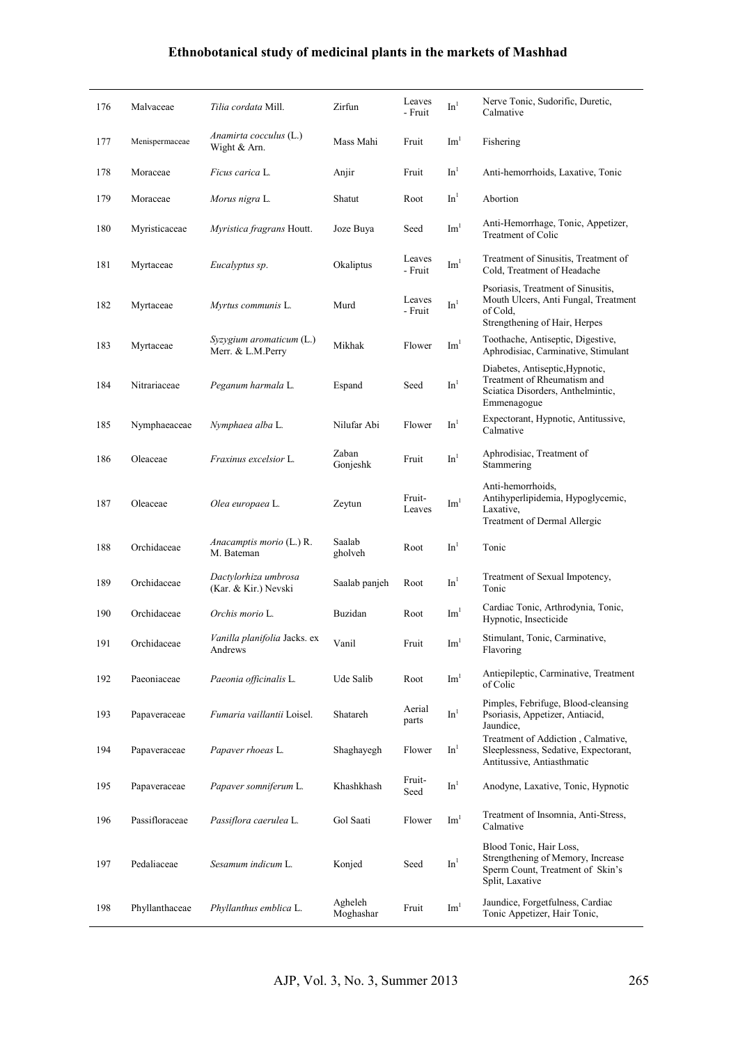| 176 | Malvaceae | *Tilia cordata* Mill. | Zirfun | Leaves - Fruit | In[1] | Nerve Tonic, Sudorific, Duretic, Calmative |
|---|---|---|---|---|---|---|
| 177 | Menispermaceae | *Anamirta cocculus* (L.) Wight & Arn. | Mass Mahi | Fruit | Im[1] | Fishering |
| 178 | Moraceae | *Ficus carica* L. | Anjir | Fruit | In[1] | Anti-hemorrhoids, Laxative, Tonic |
| 179 | Moraceae | *Morus nigra* L. | Shatut | Root | In[1] | Abortion |
| 180 | Myristicaceae | *Myristica fragrans* Houtt. | Joze Buya | Seed | Im[1] | Anti-Hemorrhage, Tonic, Appetizer, Treatment of Colic |
| 181 | Myrtaceae | *Eucalyptus sp*. | Okaliptus | Leaves - Fruit | Im[1] | Treatment of Sinusitis, Treatment of Cold, Treatment of Headache |
| 182 | Myrtaceae | *Myrtus communis* L. | Murd | Leaves - Fruit | In[1] | Psoriasis, Treatment of Sinusitis, Mouth Ulcers, Anti Fungal, Treatment of Cold, Strengthening of Hair, Herpes |
| 183 | Myrtaceae | *Syzygium aromaticum* (L.) Merr. & L.M.Perry | Mikhak | Flower | Im[1] | Toothache, Antiseptic, Digestive, Aphrodisiac, Carminative, Stimulant |
| 184 | Nitrariaceae | *Peganum harmala* L. | Espand | Seed | In[1] | Diabetes, Antiseptic,Hypnotic, Treatment of Rheumatism and Sciatica Disorders, Anthelmintic, Emmenagogue |
| 185 | Nymphaeaceae | *Nymphaea alba* L. | Nilufar Abi | Flower | In[1] | Expectorant, Hypnotic, Antitussive, Calmative |
| 186 | Oleaceae | *Fraxinus excelsior* L. | Zaban Gonjeshk | Fruit | In[1] | Aphrodisiac, Treatment of Stammering |
| 187 | Oleaceae | *Olea europaea* L. | Zeytun | Fruit-Leaves | Im[1] | Anti-hemorrhoids, Antihyperlipidemia, Hypoglycemic, Laxative, Treatment of Dermal Allergic |
| 188 | Orchidaceae | *Anacamptis morio* (L.) R. M. Bateman | Saalab gholveh | Root | In[1] | Tonic |
| 189 | Orchidaceae | *Dactylorhiza umbrosa* (Kar. & Kir.) Nevski | Saalab panjeh | Root | In[1] | Treatment of Sexual Impotency, Tonic |
| 190 | Orchidaceae | *Orchis morio* L. | Buzidan | Root | Im[1] | Cardiac Tonic, Arthrodynia, Tonic, Hypnotic, Insecticide |
| 191 | Orchidaceae | *Vanilla planifolia* Jacks. ex Andrews | Vanil | Fruit | Im[1] | Stimulant, Tonic, Carminative, Flavoring |
| 192 | Paeoniaceae | *Paeonia officinalis* L. | Ude Salib | Root | Im[1] | Antiepileptic, Carminative, Treatment of Colic |
| 193 | Papaveraceae | *Fumaria vaillantii* Loisel. | Shatareh | Aerial parts | In[1] | Pimples, Febrifuge, Blood-cleansing Psoriasis, Appetizer, Antiacid, Jaundice, |
| 194 | Papaveraceae | *Papaver rhoeas* L. | Shaghayegh | Flower | In[1] | Treatment of Addiction , Calmative, Sleeplessness, Sedative, Expectorant, Antitussive, Antiasthmatic |
| 195 | Papaveraceae | *Papaver somniferum* L. | Khashkhash | Fruit-Seed | In[1] | Anodyne, Laxative, Tonic, Hypnotic |
| 196 | Passifloraceae | *Passiflora caerulea* L. | Gol Saati | Flower | Im[1] | Treatment of Insomnia, Anti-Stress, Calmative |
| 197 | Pedaliaceae | *Sesamum indicum* L. | Konjed | Seed | In[1] | Blood Tonic, Hair Loss, Strengthening of Memory, Increase Sperm Count, Treatment of Skin's Split, Laxative |
| 198 | Phyllanthaceae | *Phyllanthus emblica* L. | Agheleh Moghashar | Fruit | Im[1] | Jaundice, Forgetfulness, Cardiac Tonic Appetizer, Hair Tonic, |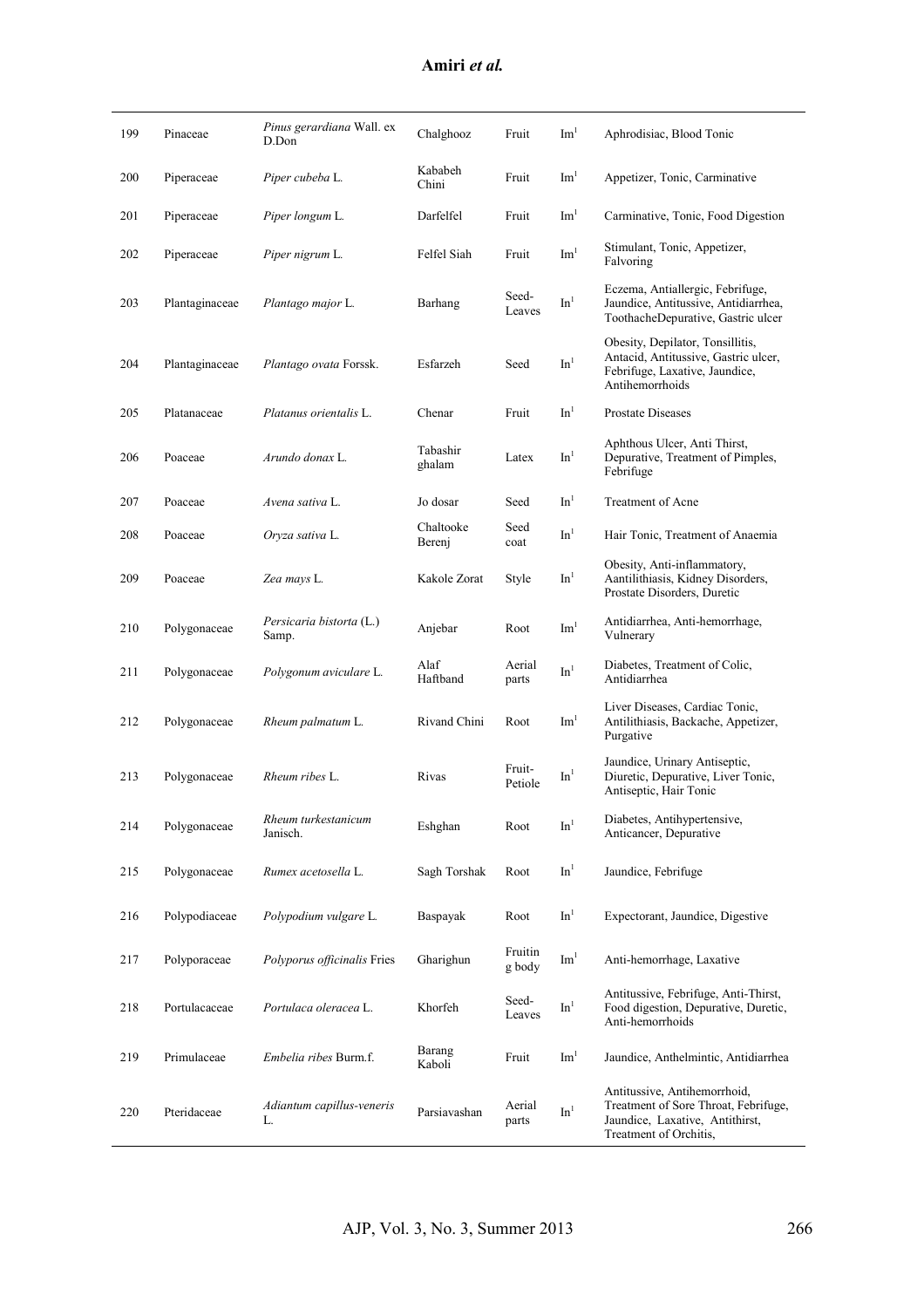| 199 | Pinaceae | *Pinus gerardiana* Wall. ex D.Don | Chalghooz | Fruit | Im[1] | Aphrodisiac, Blood Tonic |
|---|---|---|---|---|---|---|
| 200 | Piperaceae | *Piper cubeba* L. | Kababeh Chini | Fruit | Im[1] | Appetizer, Tonic, Carminative |
| 201 | Piperaceae | *Piper longum* L. | Darfelfel | Fruit | Im[1] | Carminative, Tonic, Food Digestion |
| 202 | Piperaceae | *Piper nigrum* L. | Felfel Siah | Fruit | Im[1] | Stimulant, Tonic, Appetizer, Falvoring |
| 203 | Plantaginaceae | *Plantago major* L. | Barhang | Seed-Leaves | In[1] | Eczema, Antiallergic, Febrifuge, Jaundice, Antitussive, Antidiarrhea, ToothacheDepurative, Gastric ulcer |
| 204 | Plantaginaceae | *Plantago ovata* Forssk. | Esfarzeh | Seed | In[1] | Obesity, Depilator, Tonsillitis, Antacid, Antitussive, Gastric ulcer, Febrifuge, Laxative, Jaundice, Antihemorrhoids |
| 205 | Platanaceae | *Platanus orientalis* L. | Chenar | Fruit | In[1] | Prostate Diseases |
| 206 | Poaceae | *Arundo donax* L. | Tabashir ghalam | Latex | In[1] | Aphthous Ulcer, Anti Thirst, Depurative, Treatment of Pimples, Febrifuge |
| 207 | Poaceae | *Avena sativa* L. | Jo dosar | Seed | In[1] | Treatment of Acne |
| 208 | Poaceae | *Oryza sativa* L. | Chaltooke Berenj | Seed coat | In[1] | Hair Tonic, Treatment of Anaemia |
| 209 | Poaceae | *Zea mays* L. | Kakole Zorat | Style | In[1] | Obesity, Anti-inflammatory, Aantilithiasis, Kidney Disorders, Prostate Disorders, Duretic |
| 210 | Polygonaceae | *Persicaria bistorta* (L.) Samp. | Anjebar | Root | Im[1] | Antidiarrhea, Anti-hemorrhage, Vulnerary |
| 211 | Polygonaceae | *Polygonum aviculare* L. | Alaf Haftband | Aerial parts | In[1] | Diabetes, Treatment of Colic, Antidiarrhea |
| 212 | Polygonaceae | *Rheum palmatum* L. | Rivand Chini | Root | Im[1] | Liver Diseases, Cardiac Tonic, Antilithiasis, Backache, Appetizer, Purgative |
| 213 | Polygonaceae | *Rheum ribes* L. | Rivas | Fruit-Petiole | In[1] | Jaundice, Urinary Antiseptic, Diuretic, Depurative, Liver Tonic, Antiseptic, Hair Tonic |
| 214 | Polygonaceae | *Rheum turkestanicum* Janisch. | Eshghan | Root | In[1] | Diabetes, Antihypertensive, Anticancer, Depurative |
| 215 | Polygonaceae | *Rumex acetosella* L. | Sagh Torshak | Root | In[1] | Jaundice, Febrifuge |
| 216 | Polypodiaceae | *Polypodium vulgare* L. | Baspayak | Root | In[1] | Expectorant, Jaundice, Digestive |
| 217 | Polyporaceae | *Polyporus officinalis* Fries | Gharighun | Fruiting body | Im[1] | Anti-hemorrhage, Laxative |
| 218 | Portulacaceae | *Portulaca oleracea* L. | Khorfeh | Seed-Leaves | In[1] | Antitussive, Febrifuge, Anti-Thirst, Food digestion, Depurative, Duretic, Anti-hemorrhoids |
| 219 | Primulaceae | *Embelia ribes* Burm.f. | Barang Kaboli | Fruit | Im[1] | Jaundice, Anthelmintic, Antidiarrhea |
| 220 | Pteridaceae | *Adiantum capillus-veneris* L. | Parsiavashan | Aerial parts | In[1] | Antitussive, Antihemorrhoid, Treatment of Sore Throat, Febrifuge, Jaundice, Laxative, Antithirst, Treatment of Orchitis, |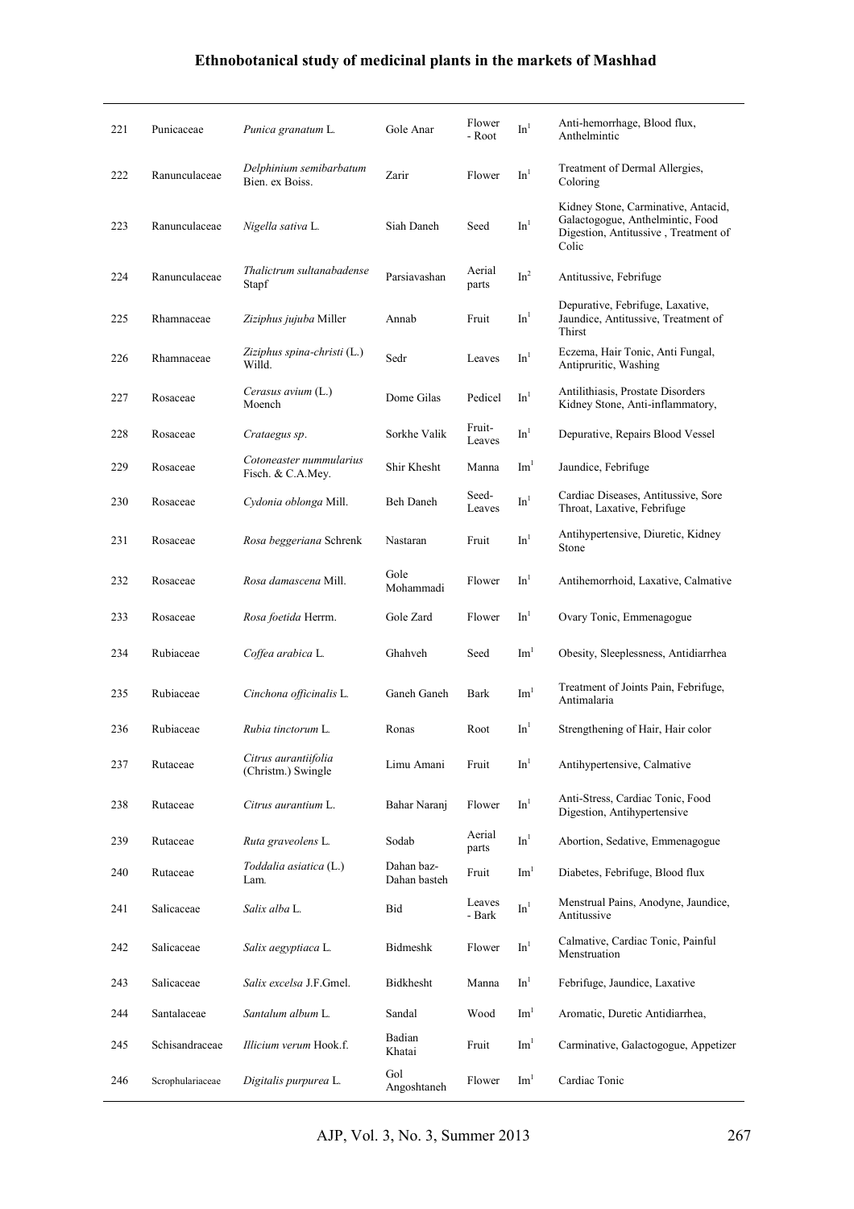| 221 | Punicaceae | *Punica granatum* L. | Gole Anar | Flower - Root | In[1] | Anti-hemorrhage, Blood flux, Anthelmintic |
|---|---|---|---|---|---|---|
| 222 | Ranunculaceae | *Delphinium semibarbatum* Bien. ex Boiss. | Zarir | Flower | In[1] | Treatment of Dermal Allergies, Coloring |
| 223 | Ranunculaceae | *Nigella sativa* L. | Siah Daneh | Seed | In[1] | Kidney Stone, Carminative, Antacid, Galactogogue, Anthelmintic, Food Digestion, Antitussive , Treatment of Colic |
| 224 | Ranunculaceae | *Thalictrum sultanabadense* Stapf | Parsiavashan | Aerial parts | In[2] | Antitussive, Febrifuge |
| 225 | Rhamnaceae | *Ziziphus jujuba* Miller | Annab | Fruit | In[1] | Depurative, Febrifuge, Laxative, Jaundice, Antitussive, Treatment of Thirst |
| 226 | Rhamnaceae | *Ziziphus spina-christi* (L.) Willd. | Sedr | Leaves | In[1] | Eczema, Hair Tonic, Anti Fungal, Antipruritic, Washing |
| 227 | Rosaceae | *Cerasus avium* (L.) Moench | Dome Gilas | Pedicel | In[1] | Antilithiasis, Prostate Disorders Kidney Stone, Anti-inflammatory, |
| 228 | Rosaceae | *Crataegus sp*. | Sorkhe Valik | Fruit-Leaves | In[1] | Depurative, Repairs Blood Vessel |
| 229 | Rosaceae | *Cotoneaster nummularius* Fisch. & C.A.Mey. | Shir Khesht | Manna | Im[1] | Jaundice, Febrifuge |
| 230 | Rosaceae | *Cydonia oblonga* Mill. | Beh Daneh | Seed-Leaves | In[1] | Cardiac Diseases, Antitussive, Sore Throat, Laxative, Febrifuge |
| 231 | Rosaceae | *Rosa beggeriana* Schrenk | Nastaran | Fruit | In[1] | Antihypertensive, Diuretic, Kidney Stone |
| 232 | Rosaceae | *Rosa damascena* Mill. | Gole Mohammadi | Flower | In[1] | Antihemorrhoid, Laxative, Calmative |
| 233 | Rosaceae | *Rosa foetida* Herrm. | Gole Zard | Flower | In[1] | Ovary Tonic, Emmenagogue |
| 234 | Rubiaceae | *Coffea arabica* L. | Ghahveh | Seed | Im[1] | Obesity, Sleeplessness, Antidiarrhea |
| 235 | Rubiaceae | *Cinchona officinalis* L. | Ganeh Ganeh | Bark | Im[1] | Treatment of Joints Pain, Febrifuge, Antimalaria |
| 236 | Rubiaceae | *Rubia tinctorum* L. | Ronas | Root | In[1] | Strengthening of Hair, Hair color |
| 237 | Rutaceae | *Citrus aurantiifolia* (Christm.) Swingle | Limu Amani | Fruit | In[1] | Antihypertensive, Calmative |
| 238 | Rutaceae | *Citrus aurantium* L. | Bahar Naranj | Flower | In[1] | Anti-Stress, Cardiac Tonic, Food Digestion, Antihypertensive |
| 239 | Rutaceae | *Ruta graveolens* L. | Sodab | Aerial parts | In[1] | Abortion, Sedative, Emmenagogue |
| 240 | Rutaceae | *Toddalia asiatica* (L.) Lam. | Dahan baz-Dahan basteh | Fruit | Im[1] | Diabetes, Febrifuge, Blood flux |
| 241 | Salicaceae | *Salix alba* L. | Bid | Leaves - Bark | In[1] | Menstrual Pains, Anodyne, Jaundice, Antitussive |
| 242 | Salicaceae | *Salix aegyptiaca* L. | Bidmeshk | Flower | In[1] | Calmative, Cardiac Tonic, Painful Menstruation |
| 243 | Salicaceae | *Salix excelsa* J.F.Gmel. | Bidkhesht | Manna | In[1] | Febrifuge, Jaundice, Laxative |
| 244 | Santalaceae | *Santalum album* L. | Sandal | Wood | Im[1] | Aromatic, Duretic Antidiarrhea, |
| 245 | Schisandraceae | *Illicium verum* Hook.f. | Badian Khatai | Fruit | Im[1] | Carminative, Galactogogue, Appetizer |
| 246 | Scrophulariaceae | *Digitalis purpurea* L. | Gol Angoshtaneh | Flower | Im[1] | Cardiac Tonic |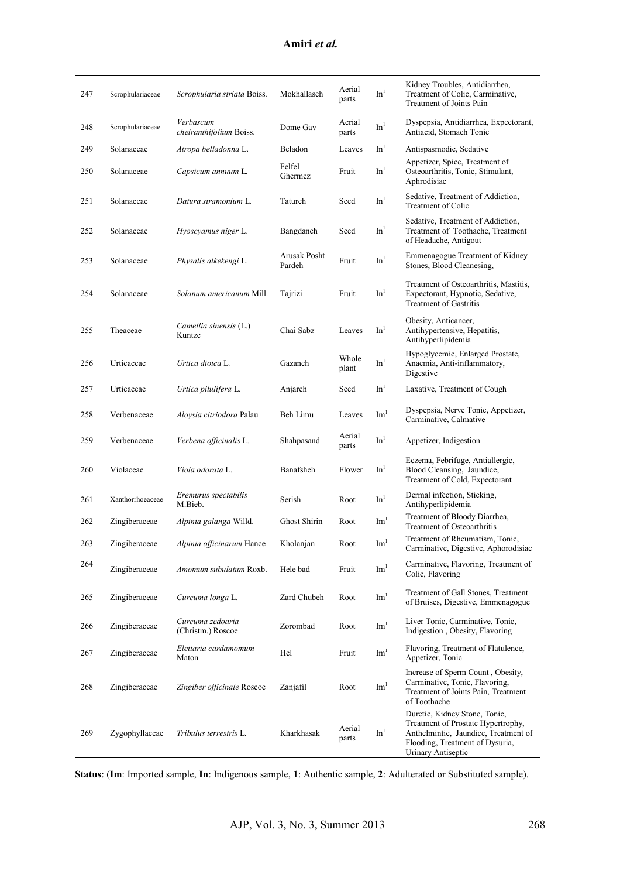| 247 | Scrophulariaceae | *Scrophularia striata* Boiss. | Mokhallaseh | Aerial parts | In[1] | Kidney Troubles, Antidiarrhea, Treatment of Colic, Carminative, Treatment of Joints Pain |
|---|---|---|---|---|---|---|
| 248 | Scrophulariaceae | *Verbascum cheiranthifolium* Boiss. | Dome Gav | Aerial parts | In[1] | Dyspepsia, Antidiarrhea, Expectorant, Antiacid, Stomach Tonic |
| 249 | Solanaceae | *Atropa belladonna* L. | Beladon | Leaves | In[1] | Antispasmodic, Sedative |
| 250 | Solanaceae | *Capsicum annuum* L. | Felfel Ghermez | Fruit | In[1] | Appetizer, Spice, Treatment of Osteoarthritis, Tonic, Stimulant, Aphrodisiac |
| 251 | Solanaceae | *Datura stramonium* L. | Tatureh | Seed | In[1] | Sedative, Treatment of Addiction, Treatment of Colic |
| 252 | Solanaceae | *Hyoscyamus niger* L. | Bangdaneh | Seed | In[1] | Sedative, Treatment of Addiction, Treatment of Toothache, Treatment of Headache, Antigout |
| 253 | Solanaceae | *Physalis alkekengi* L. | Arusak Posht Pardeh | Fruit | In[1] | Emmenagogue Treatment of Kidney Stones, Blood Cleanesing, |
| 254 | Solanaceae | *Solanum americanum* Mill. | Tajrizi | Fruit | In[1] | Treatment of Osteoarthritis, Mastitis, Expectorant, Hypnotic, Sedative, Treatment of Gastritis |
| 255 | Theaceae | *Camellia sinensis* (L.) Kuntze | Chai Sabz | Leaves | In[1] | Obesity, Anticancer, Antihypertensive, Hepatitis, Antihyperlipidemia |
| 256 | Urticaceae | *Urtica dioica* L. | Gazaneh | Whole plant | In[1] | Hypoglycemic, Enlarged Prostate, Anaemia, Anti-inflammatory, Digestive |
| 257 | Urticaceae | *Urtica pilulifera* L. | Anjareh | Seed | In[1] | Laxative, Treatment of Cough |
| 258 | Verbenaceae | *Aloysia citriodora* Palau | Beh Limu | Leaves | Im[1] | Dyspepsia, Nerve Tonic, Appetizer, Carminative, Calmative |
| 259 | Verbenaceae | *Verbena officinalis* L. | Shahpasand | Aerial parts | In[1] | Appetizer, Indigestion |
| 260 | Violaceae | *Viola odorata* L. | Banafsheh | Flower | In[1] | Eczema, Febrifuge, Antiallergic, Blood Cleansing, Jaundice, Treatment of Cold, Expectorant |
| 261 | Xanthorrhoeaceae | *Eremurus spectabilis* M.Bieb. | Serish | Root | In[1] | Dermal infection, Sticking, Antihyperlipidemia |
| 262 | Zingiberaceae | *Alpinia galanga* Willd. | Ghost Shirin | Root | Im[1] | Treatment of Bloody Diarrhea, Treatment of Osteoarthritis |
| 263 | Zingiberaceae | *Alpinia officinarum* Hance | Kholanjan | Root | Im[1] | Treatment of Rheumatism, Tonic, Carminative, Digestive, Aphorodisiac |
| 264 | Zingiberaceae | *Amomum subulatum* Roxb. | Hele bad | Fruit | Im[1] | Carminative, Flavoring, Treatment of Colic, Flavoring |
| 265 | Zingiberaceae | *Curcuma longa* L. | Zard Chubeh | Root | Im[1] | Treatment of Gall Stones, Treatment of Bruises, Digestive, Emmenagogue |
| 266 | Zingiberaceae | *Curcuma zedoaria* (Christm.) Roscoe | Zorombad | Root | Im[1] | Liver Tonic, Carminative, Tonic, Indigestion , Obesity, Flavoring |
| 267 | Zingiberaceae | *Elettaria cardamomum* Maton | Hel | Fruit | Im[1] | Flavoring, Treatment of Flatulence, Appetizer, Tonic |
| 268 | Zingiberaceae | *Zingiber officinale* Roscoe | Zanjafil | Root | Im[1] | Increase of Sperm Count , Obesity, Carminative, Tonic, Flavoring, Treatment of Joints Pain, Treatment of Toothache |
| 269 | Zygophyllaceae | *Tribulus terrestris* L. | Kharkhasak | Aerial parts | In[1] | Duretic, Kidney Stone, Tonic, Treatment of Prostate Hypertrophy, Anthelmintic, Jaundice, Treatment of Flooding, Treatment of Dysuria, Urinary Antiseptic |

**Status**: (**Im**: Imported sample, **In**: Indigenous sample, **1**: Authentic sample, **2**: Adulterated or Substituted sample).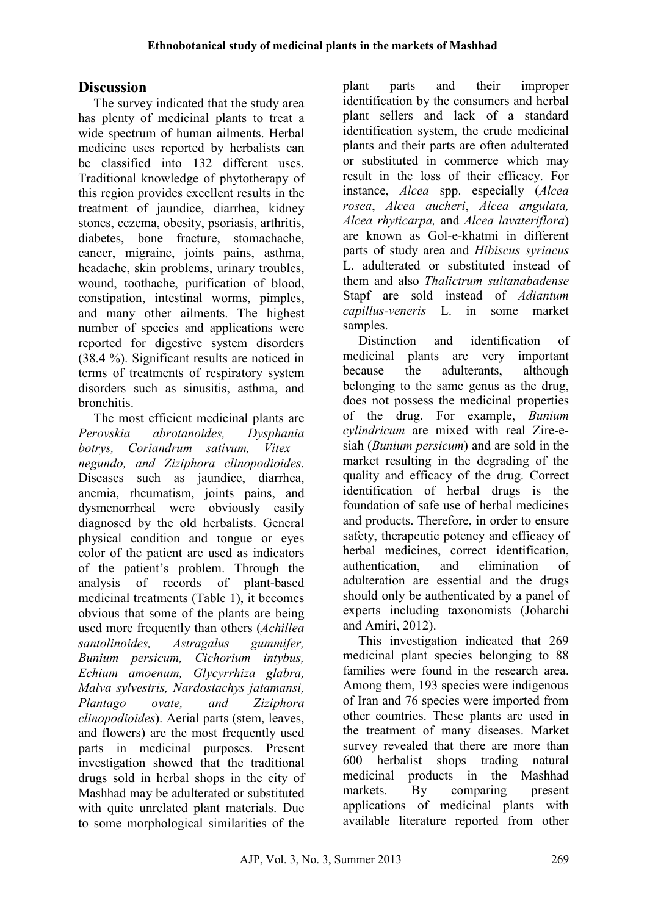## Discussion

The survey indicated that the study area has plenty of medicinal plants to treat a wide spectrum of human ailments. Herbal medicine uses reported by herbalists can be classified into 132 different uses. Traditional knowledge of phytotherapy of this region provides excellent results in the treatment of jaundice, diarrhea, kidney stones, eczema, obesity, psoriasis, arthritis, diabetes, bone fracture, stomachache, cancer, migraine, joints pains, asthma, headache, skin problems, urinary troubles, wound, toothache, purification of blood, constipation, intestinal worms, pimples, and many other ailments. The highest number of species and applications were reported for digestive system disorders (38.4 %). Significant results are noticed in terms of treatments of respiratory system disorders such as sinusitis, asthma, and bronchitis.

The most efficient medicinal plants are *Perovskia abrotanoides, Dysphania botrys, Coriandrum sativum, Vitex negundo, and Ziziphora clinopodioides*. Diseases such as jaundice, diarrhea, anemia, rheumatism, joints pains, and dysmenorrheal were obviously easily diagnosed by the old herbalists. General physical condition and tongue or eyes color of the patient are used as indicators of the patient's problem. Through the analysis of records of plant-based medicinal treatments (Table 1), it becomes obvious that some of the plants are being used more frequently than others (*Achillea santolinoides, Astragalus gummifer, Bunium persicum, Cichorium intybus, Echium amoenum, Glycyrrhiza glabra, Malva sylvestris, Nardostachys jatamansi, Plantago ovate, and Ziziphora clinopodioides*). Aerial parts (stem, leaves, and flowers) are the most frequently used parts in medicinal purposes. Present investigation showed that the traditional drugs sold in herbal shops in the city of Mashhad may be adulterated or substituted with quite unrelated plant materials. Due to some morphological similarities of the plant parts and their improper identification by the consumers and herbal plant sellers and lack of a standard identification system, the crude medicinal plants and their parts are often adulterated or substituted in commerce which may result in the loss of their efficacy. For instance, *Alcea* spp. especially (*Alcea rosea*, *Alcea aucheri*, *Alcea angulata, Alcea rhyticarpa,* and *Alcea lavateriflora*) are known as Gol-e-khatmi in different parts of study area and *Hibiscus syriacus* L. adulterated or substituted instead of them and also *Thalictrum sultanabadense* Stapf are sold instead of *Adiantum capillus-veneris* L. in some market samples.

Distinction and identification of medicinal plants are very important because the adulterants, although belonging to the same genus as the drug, does not possess the medicinal properties of the drug. For example, *Bunium cylindricum* are mixed with real Zire-e-siah (*Bunium persicum*) and are sold in the market resulting in the degrading of the quality and efficacy of the drug. Correct identification of herbal drugs is the foundation of safe use of herbal medicines and products. Therefore, in order to ensure safety, therapeutic potency and efficacy of herbal medicines, correct identification, authentication, and elimination of adulteration are essential and the drugs should only be authenticated by a panel of experts including taxonomists (Joharchi and Amiri, 2012).

This investigation indicated that 269 medicinal plant species belonging to 88 families were found in the research area. Among them, 193 species were indigenous of Iran and 76 species were imported from other countries. These plants are used in the treatment of many diseases. Market survey revealed that there are more than 600 herbalist shops trading natural medicinal products in the Mashhad markets. By comparing present applications of medicinal plants with available literature reported from other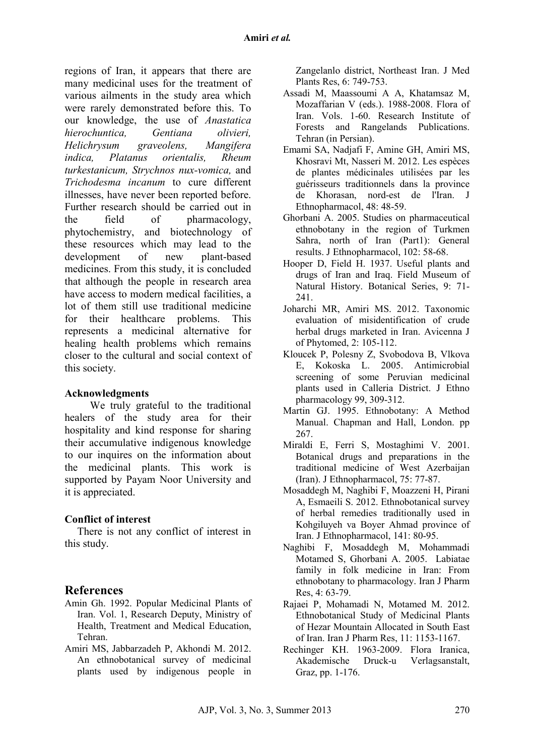regions of Iran, it appears that there are many medicinal uses for the treatment of various ailments in the study area which were rarely demonstrated before this. To our knowledge, the use of *Anastatica hierochuntica, Gentiana olivieri, Helichrysum graveolens, Mangifera indica, Platanus orientalis, Rheum turkestanicum, Strychnos nux-vomica,* and *Trichodesma incanum* to cure different illnesses, have never been reported before. Further research should be carried out in the field of pharmacology, phytochemistry, and biotechnology of these resources which may lead to the development of new plant-based medicines. From this study, it is concluded that although the people in research area have access to modern medical facilities, a lot of them still use traditional medicine for their healthcare problems. This represents a medicinal alternative for healing health problems which remains closer to the cultural and social context of this society.

#### Acknowledgments

We truly grateful to the traditional healers of the study area for their hospitality and kind response for sharing their accumulative indigenous knowledge to our inquires on the information about the medicinal plants. This work is supported by Payam Noor University and it is appreciated.

#### Conflict of interest

There is not any conflict of interest in this study.

## References

Amin Gh. 1992. Popular Medicinal Plants of Iran. Vol. 1, Research Deputy, Ministry of Health, Treatment and Medical Education, Tehran.

Amiri MS, Jabbarzadeh P, Akhondi M. 2012. An ethnobotanical survey of medicinal plants used by indigenous people in Zangelanlo district, Northeast Iran. J Med Plants Res, 6: 749-753.

Assadi M, Maassoumi A A, Khatamsaz M, Mozaffarian V (eds.). 1988-2008. Flora of Iran. Vols. 1-60. Research Institute of Forests and Rangelands Publications. Tehran (in Persian).

Emami SA, Nadjafi F, Amine GH, Amiri MS, Khosravi Mt, Nasseri M. 2012. Les espèces de plantes médicinales utilisées par les guérisseurs traditionnels dans la province de Khorasan, nord-est de l'Iran. J Ethnopharmacol, 48: 48-59.

Ghorbani A. 2005. Studies on pharmaceutical ethnobotany in the region of Turkmen Sahra, north of Iran (Part1): General results. J Ethnopharmacol, 102: 58-68.

Hooper D, Field H. 1937. Useful plants and drugs of Iran and Iraq. Field Museum of Natural History. Botanical Series, 9: 71-241.

Joharchi MR, Amiri MS. 2012. Taxonomic evaluation of misidentification of crude herbal drugs marketed in Iran. Avicenna J of Phytomed, 2: 105-112.

Kloucek P, Polesny Z, Svobodova B, Vlkova E, Kokoska L. 2005. Antimicrobial screening of some Peruvian medicinal plants used in Calleria District. J Ethno pharmacology 99, 309-312.

Martin GJ. 1995. Ethnobotany: A Method Manual. Chapman and Hall, London. pp 267.

Miraldi E, Ferri S, Mostaghimi V. 2001. Botanical drugs and preparations in the traditional medicine of West Azerbaijan (Iran). J Ethnopharmacol, 75: 77-87.

Mosaddegh M, Naghibi F, Moazzeni H, Pirani A, Esmaeili S. 2012. Ethnobotanical survey of herbal remedies traditionally used in Kohgiluyeh va Boyer Ahmad province of Iran. J Ethnopharmacol, 141: 80-95.

Naghibi F, Mosaddegh M, Mohammadi Motamed S, Ghorbani A. 2005. Labiatae family in folk medicine in Iran: From ethnobotany to pharmacology. Iran J Pharm Res, 4: 63-79.

Rajaei P, Mohamadi N, Motamed M. 2012. Ethnobotanical Study of Medicinal Plants of Hezar Mountain Allocated in South East of Iran. Iran J Pharm Res, 11: 1153-1167.

Rechinger KH. 1963-2009. Flora Iranica, Akademische Druck-u Verlagsanstalt, Graz, pp. 1-176.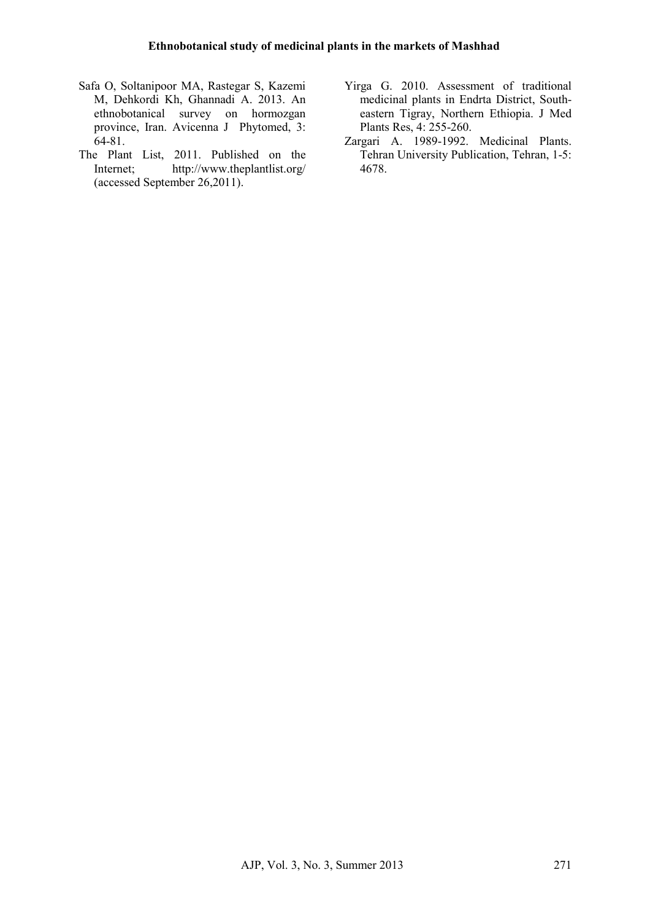Safa O, Soltanipoor MA, Rastegar S, Kazemi M, Dehkordi Kh, Ghannadi A. 2013. An ethnobotanical survey on hormozgan province, Iran. Avicenna J Phytomed, 3: 64-81.

The Plant List, 2011. Published on the Internet; http://www.theplantlist.org/ (accessed September 26,2011).

Yirga G. 2010. Assessment of traditional medicinal plants in Endrta District, South-eastern Tigray, Northern Ethiopia. J Med Plants Res, 4: 255-260.

Zargari A. 1989-1992. Medicinal Plants. Tehran University Publication, Tehran, 1-5: 4678.